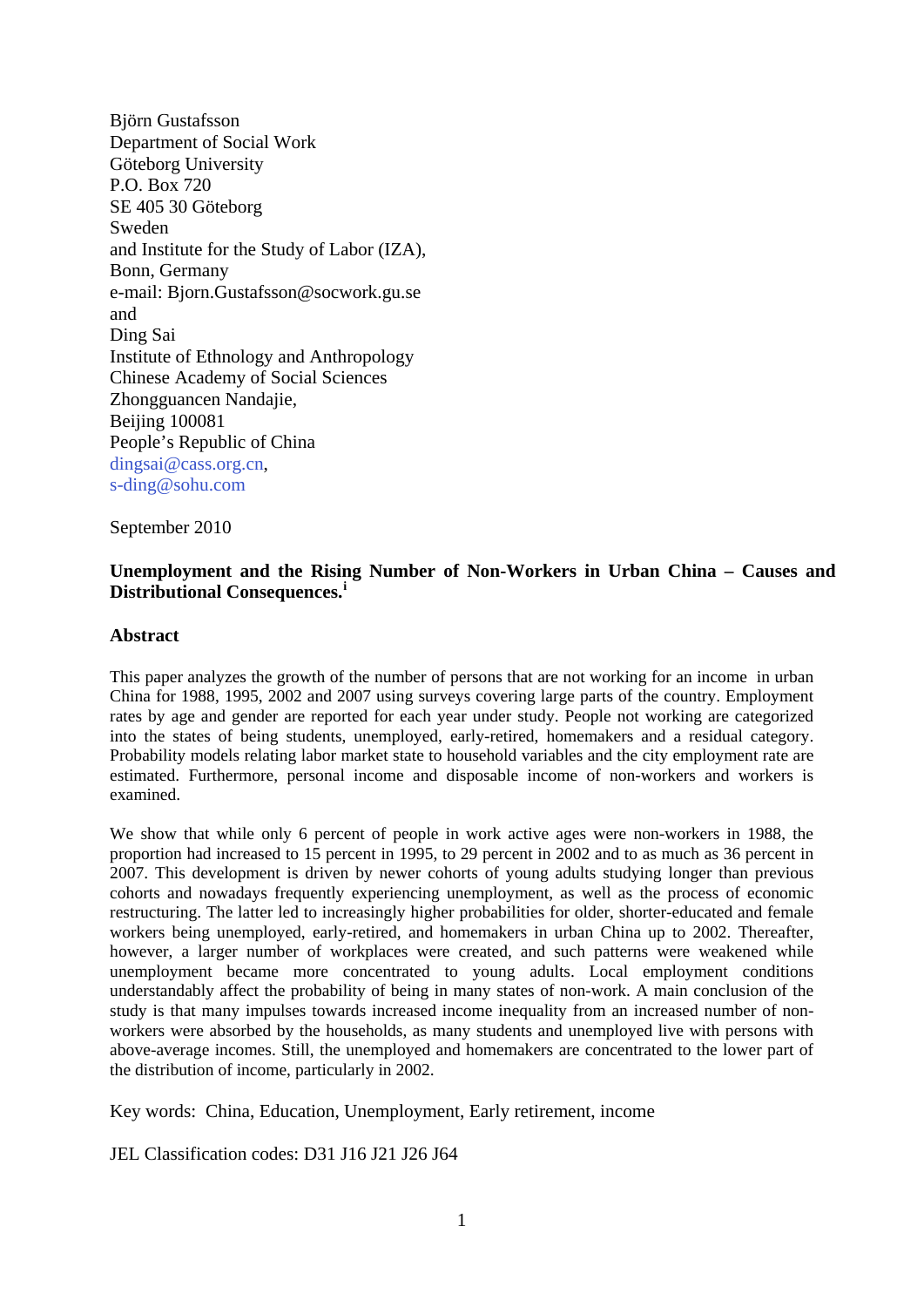Björn Gustafsson
Department of Social Work
Göteborg University
P.O. Box 720
SE 405 30 Göteborg
Sweden
and Institute for the Study of Labor (IZA),
Bonn, Germany
e-mail: Bjorn.Gustafsson@socwork.gu.se
and
Ding Sai
Institute of Ethnology and Anthropology
Chinese Academy of Social Sciences
Zhongguancen Nandajie,
Beijing 100081
People's Republic of China
dingsai@cass.org.cn,
s-ding@sohu.com

September 2010

**Unemployment and the Rising Number of Non-Workers in Urban China – Causes and Distributional Consequences.**[i]

## Abstract

This paper analyzes the growth of the number of persons that are not working for an income in urban China for 1988, 1995, 2002 and 2007 using surveys covering large parts of the country. Employment rates by age and gender are reported for each year under study. People not working are categorized into the states of being students, unemployed, early-retired, homemakers and a residual category. Probability models relating labor market state to household variables and the city employment rate are estimated. Furthermore, personal income and disposable income of non-workers and workers is examined.

We show that while only 6 percent of people in work active ages were non-workers in 1988, the proportion had increased to 15 percent in 1995, to 29 percent in 2002 and to as much as 36 percent in 2007. This development is driven by newer cohorts of young adults studying longer than previous cohorts and nowadays frequently experiencing unemployment, as well as the process of economic restructuring. The latter led to increasingly higher probabilities for older, shorter-educated and female workers being unemployed, early-retired, and homemakers in urban China up to 2002. Thereafter, however, a larger number of workplaces were created, and such patterns were weakened while unemployment became more concentrated to young adults. Local employment conditions understandably affect the probability of being in many states of non-work. A main conclusion of the study is that many impulses towards increased income inequality from an increased number of non-workers were absorbed by the households, as many students and unemployed live with persons with above-average incomes. Still, the unemployed and homemakers are concentrated to the lower part of the distribution of income, particularly in 2002.

Key words: China, Education, Unemployment, Early retirement, income

JEL Classification codes: D31 J16 J21 J26 J64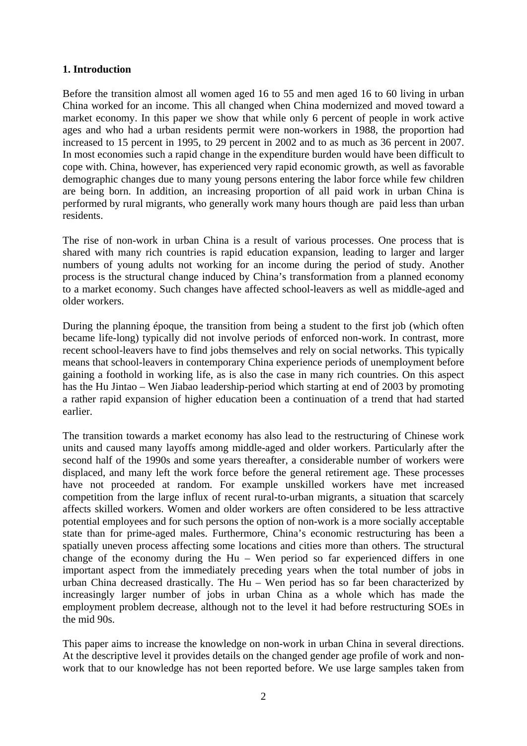## 1. Introduction

Before the transition almost all women aged 16 to 55 and men aged 16 to 60 living in urban China worked for an income. This all changed when China modernized and moved toward a market economy. In this paper we show that while only 6 percent of people in work active ages and who had a urban residents permit were non-workers in 1988, the proportion had increased to 15 percent in 1995, to 29 percent in 2002 and to as much as 36 percent in 2007. In most economies such a rapid change in the expenditure burden would have been difficult to cope with. China, however, has experienced very rapid economic growth, as well as favorable demographic changes due to many young persons entering the labor force while few children are being born. In addition, an increasing proportion of all paid work in urban China is performed by rural migrants, who generally work many hours though are paid less than urban residents.

The rise of non-work in urban China is a result of various processes. One process that is shared with many rich countries is rapid education expansion, leading to larger and larger numbers of young adults not working for an income during the period of study. Another process is the structural change induced by China's transformation from a planned economy to a market economy. Such changes have affected school-leavers as well as middle-aged and older workers.

During the planning époque, the transition from being a student to the first job (which often became life-long) typically did not involve periods of enforced non-work. In contrast, more recent school-leavers have to find jobs themselves and rely on social networks. This typically means that school-leavers in contemporary China experience periods of unemployment before gaining a foothold in working life, as is also the case in many rich countries. On this aspect has the Hu Jintao – Wen Jiabao leadership-period which starting at end of 2003 by promoting a rather rapid expansion of higher education been a continuation of a trend that had started earlier.

The transition towards a market economy has also lead to the restructuring of Chinese work units and caused many layoffs among middle-aged and older workers. Particularly after the second half of the 1990s and some years thereafter, a considerable number of workers were displaced, and many left the work force before the general retirement age. These processes have not proceeded at random. For example unskilled workers have met increased competition from the large influx of recent rural-to-urban migrants, a situation that scarcely affects skilled workers. Women and older workers are often considered to be less attractive potential employees and for such persons the option of non-work is a more socially acceptable state than for prime-aged males. Furthermore, China's economic restructuring has been a spatially uneven process affecting some locations and cities more than others. The structural change of the economy during the Hu – Wen period so far experienced differs in one important aspect from the immediately preceding years when the total number of jobs in urban China decreased drastically. The Hu – Wen period has so far been characterized by increasingly larger number of jobs in urban China as a whole which has made the employment problem decrease, although not to the level it had before restructuring SOEs in the mid 90s.

This paper aims to increase the knowledge on non-work in urban China in several directions. At the descriptive level it provides details on the changed gender age profile of work and non-work that to our knowledge has not been reported before. We use large samples taken from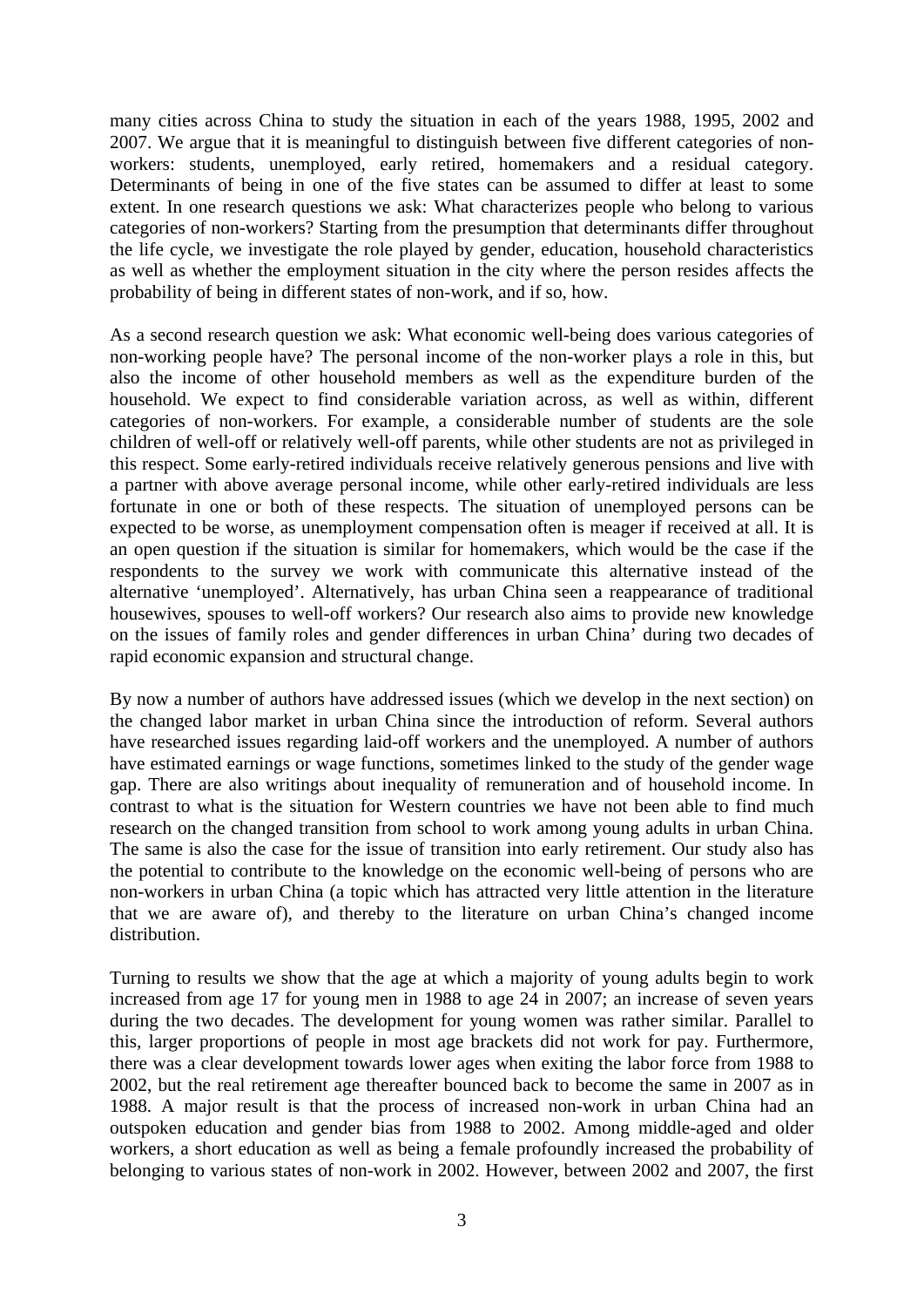many cities across China to study the situation in each of the years 1988, 1995, 2002 and 2007. We argue that it is meaningful to distinguish between five different categories of non-workers: students, unemployed, early retired, homemakers and a residual category. Determinants of being in one of the five states can be assumed to differ at least to some extent. In one research questions we ask: What characterizes people who belong to various categories of non-workers? Starting from the presumption that determinants differ throughout the life cycle, we investigate the role played by gender, education, household characteristics as well as whether the employment situation in the city where the person resides affects the probability of being in different states of non-work, and if so, how.

As a second research question we ask: What economic well-being does various categories of non-working people have? The personal income of the non-worker plays a role in this, but also the income of other household members as well as the expenditure burden of the household. We expect to find considerable variation across, as well as within, different categories of non-workers. For example, a considerable number of students are the sole children of well-off or relatively well-off parents, while other students are not as privileged in this respect. Some early-retired individuals receive relatively generous pensions and live with a partner with above average personal income, while other early-retired individuals are less fortunate in one or both of these respects. The situation of unemployed persons can be expected to be worse, as unemployment compensation often is meager if received at all. It is an open question if the situation is similar for homemakers, which would be the case if the respondents to the survey we work with communicate this alternative instead of the alternative 'unemployed'. Alternatively, has urban China seen a reappearance of traditional housewives, spouses to well-off workers? Our research also aims to provide new knowledge on the issues of family roles and gender differences in urban China' during two decades of rapid economic expansion and structural change.

By now a number of authors have addressed issues (which we develop in the next section) on the changed labor market in urban China since the introduction of reform. Several authors have researched issues regarding laid-off workers and the unemployed. A number of authors have estimated earnings or wage functions, sometimes linked to the study of the gender wage gap. There are also writings about inequality of remuneration and of household income. In contrast to what is the situation for Western countries we have not been able to find much research on the changed transition from school to work among young adults in urban China. The same is also the case for the issue of transition into early retirement. Our study also has the potential to contribute to the knowledge on the economic well-being of persons who are non-workers in urban China (a topic which has attracted very little attention in the literature that we are aware of), and thereby to the literature on urban China's changed income distribution.

Turning to results we show that the age at which a majority of young adults begin to work increased from age 17 for young men in 1988 to age 24 in 2007; an increase of seven years during the two decades. The development for young women was rather similar. Parallel to this, larger proportions of people in most age brackets did not work for pay. Furthermore, there was a clear development towards lower ages when exiting the labor force from 1988 to 2002, but the real retirement age thereafter bounced back to become the same in 2007 as in 1988. A major result is that the process of increased non-work in urban China had an outspoken education and gender bias from 1988 to 2002. Among middle-aged and older workers, a short education as well as being a female profoundly increased the probability of belonging to various states of non-work in 2002. However, between 2002 and 2007, the first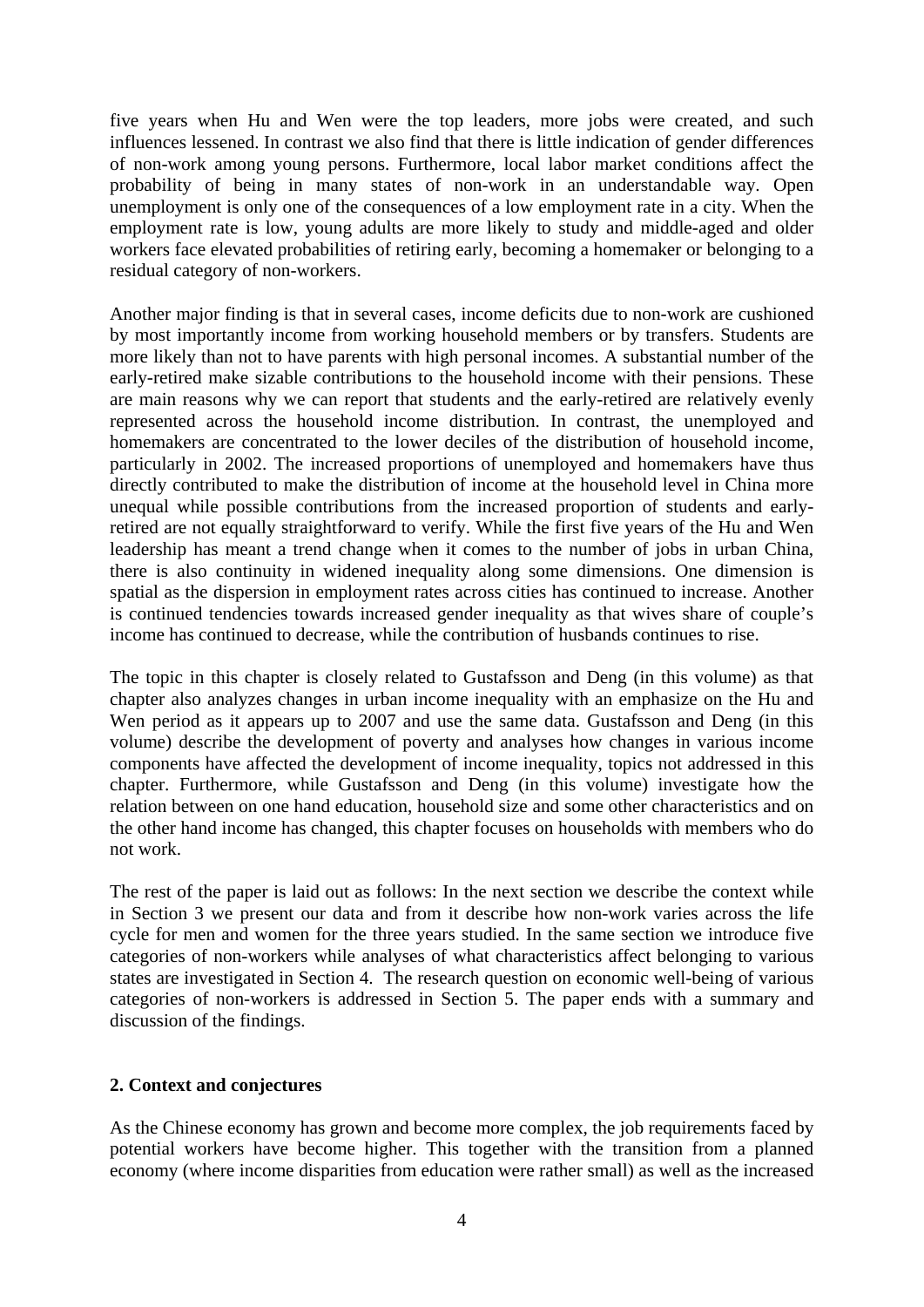five years when Hu and Wen were the top leaders, more jobs were created, and such influences lessened. In contrast we also find that there is little indication of gender differences of non-work among young persons. Furthermore, local labor market conditions affect the probability of being in many states of non-work in an understandable way. Open unemployment is only one of the consequences of a low employment rate in a city. When the employment rate is low, young adults are more likely to study and middle-aged and older workers face elevated probabilities of retiring early, becoming a homemaker or belonging to a residual category of non-workers.

Another major finding is that in several cases, income deficits due to non-work are cushioned by most importantly income from working household members or by transfers. Students are more likely than not to have parents with high personal incomes. A substantial number of the early-retired make sizable contributions to the household income with their pensions. These are main reasons why we can report that students and the early-retired are relatively evenly represented across the household income distribution. In contrast, the unemployed and homemakers are concentrated to the lower deciles of the distribution of household income, particularly in 2002. The increased proportions of unemployed and homemakers have thus directly contributed to make the distribution of income at the household level in China more unequal while possible contributions from the increased proportion of students and early-retired are not equally straightforward to verify. While the first five years of the Hu and Wen leadership has meant a trend change when it comes to the number of jobs in urban China, there is also continuity in widened inequality along some dimensions. One dimension is spatial as the dispersion in employment rates across cities has continued to increase. Another is continued tendencies towards increased gender inequality as that wives share of couple's income has continued to decrease, while the contribution of husbands continues to rise.

The topic in this chapter is closely related to Gustafsson and Deng (in this volume) as that chapter also analyzes changes in urban income inequality with an emphasize on the Hu and Wen period as it appears up to 2007 and use the same data. Gustafsson and Deng (in this volume) describe the development of poverty and analyses how changes in various income components have affected the development of income inequality, topics not addressed in this chapter. Furthermore, while Gustafsson and Deng (in this volume) investigate how the relation between on one hand education, household size and some other characteristics and on the other hand income has changed, this chapter focuses on households with members who do not work.

The rest of the paper is laid out as follows: In the next section we describe the context while in Section 3 we present our data and from it describe how non-work varies across the life cycle for men and women for the three years studied. In the same section we introduce five categories of non-workers while analyses of what characteristics affect belonging to various states are investigated in Section 4. The research question on economic well-being of various categories of non-workers is addressed in Section 5. The paper ends with a summary and discussion of the findings.

## 2. Context and conjectures

As the Chinese economy has grown and become more complex, the job requirements faced by potential workers have become higher. This together with the transition from a planned economy (where income disparities from education were rather small) as well as the increased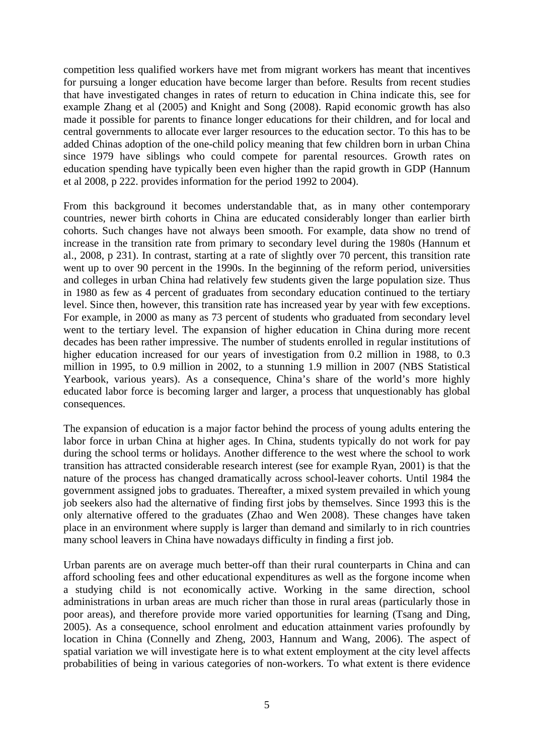competition less qualified workers have met from migrant workers has meant that incentives for pursuing a longer education have become larger than before. Results from recent studies that have investigated changes in rates of return to education in China indicate this, see for example Zhang et al (2005) and Knight and Song (2008). Rapid economic growth has also made it possible for parents to finance longer educations for their children, and for local and central governments to allocate ever larger resources to the education sector. To this has to be added Chinas adoption of the one-child policy meaning that few children born in urban China since 1979 have siblings who could compete for parental resources. Growth rates on education spending have typically been even higher than the rapid growth in GDP (Hannum et al 2008, p 222. provides information for the period 1992 to 2004).

From this background it becomes understandable that, as in many other contemporary countries, newer birth cohorts in China are educated considerably longer than earlier birth cohorts. Such changes have not always been smooth. For example, data show no trend of increase in the transition rate from primary to secondary level during the 1980s (Hannum et al., 2008, p 231). In contrast, starting at a rate of slightly over 70 percent, this transition rate went up to over 90 percent in the 1990s. In the beginning of the reform period, universities and colleges in urban China had relatively few students given the large population size. Thus in 1980 as few as 4 percent of graduates from secondary education continued to the tertiary level. Since then, however, this transition rate has increased year by year with few exceptions. For example, in 2000 as many as 73 percent of students who graduated from secondary level went to the tertiary level. The expansion of higher education in China during more recent decades has been rather impressive. The number of students enrolled in regular institutions of higher education increased for our years of investigation from 0.2 million in 1988, to 0.3 million in 1995, to 0.9 million in 2002, to a stunning 1.9 million in 2007 (NBS Statistical Yearbook, various years). As a consequence, China's share of the world's more highly educated labor force is becoming larger and larger, a process that unquestionably has global consequences.

The expansion of education is a major factor behind the process of young adults entering the labor force in urban China at higher ages. In China, students typically do not work for pay during the school terms or holidays. Another difference to the west where the school to work transition has attracted considerable research interest (see for example Ryan, 2001) is that the nature of the process has changed dramatically across school-leaver cohorts. Until 1984 the government assigned jobs to graduates. Thereafter, a mixed system prevailed in which young job seekers also had the alternative of finding first jobs by themselves. Since 1993 this is the only alternative offered to the graduates (Zhao and Wen 2008). These changes have taken place in an environment where supply is larger than demand and similarly to in rich countries many school leavers in China have nowadays difficulty in finding a first job.

Urban parents are on average much better-off than their rural counterparts in China and can afford schooling fees and other educational expenditures as well as the forgone income when a studying child is not economically active. Working in the same direction, school administrations in urban areas are much richer than those in rural areas (particularly those in poor areas), and therefore provide more varied opportunities for learning (Tsang and Ding, 2005). As a consequence, school enrolment and education attainment varies profoundly by location in China (Connelly and Zheng, 2003, Hannum and Wang, 2006). The aspect of spatial variation we will investigate here is to what extent employment at the city level affects probabilities of being in various categories of non-workers. To what extent is there evidence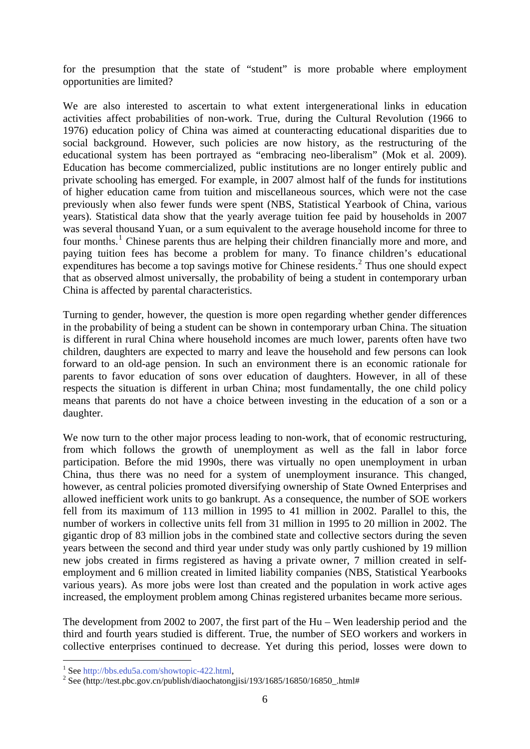for the presumption that the state of "student" is more probable where employment opportunities are limited?

We are also interested to ascertain to what extent intergenerational links in education activities affect probabilities of non-work. True, during the Cultural Revolution (1966 to 1976) education policy of China was aimed at counteracting educational disparities due to social background. However, such policies are now history, as the restructuring of the educational system has been portrayed as "embracing neo-liberalism" (Mok et al. 2009). Education has become commercialized, public institutions are no longer entirely public and private schooling has emerged. For example, in 2007 almost half of the funds for institutions of higher education came from tuition and miscellaneous sources, which were not the case previously when also fewer funds were spent (NBS, Statistical Yearbook of China, various years). Statistical data show that the yearly average tuition fee paid by households in 2007 was several thousand Yuan, or a sum equivalent to the average household income for three to four months.[1] Chinese parents thus are helping their children financially more and more, and paying tuition fees has become a problem for many. To finance children's educational expenditures has become a top savings motive for Chinese residents.[2] Thus one should expect that as observed almost universally, the probability of being a student in contemporary urban China is affected by parental characteristics.

Turning to gender, however, the question is more open regarding whether gender differences in the probability of being a student can be shown in contemporary urban China. The situation is different in rural China where household incomes are much lower, parents often have two children, daughters are expected to marry and leave the household and few persons can look forward to an old-age pension. In such an environment there is an economic rationale for parents to favor education of sons over education of daughters. However, in all of these respects the situation is different in urban China; most fundamentally, the one child policy means that parents do not have a choice between investing in the education of a son or a daughter.

We now turn to the other major process leading to non-work, that of economic restructuring, from which follows the growth of unemployment as well as the fall in labor force participation. Before the mid 1990s, there was virtually no open unemployment in urban China, thus there was no need for a system of unemployment insurance. This changed, however, as central policies promoted diversifying ownership of State Owned Enterprises and allowed inefficient work units to go bankrupt. As a consequence, the number of SOE workers fell from its maximum of 113 million in 1995 to 41 million in 2002. Parallel to this, the number of workers in collective units fell from 31 million in 1995 to 20 million in 2002. The gigantic drop of 83 million jobs in the combined state and collective sectors during the seven years between the second and third year under study was only partly cushioned by 19 million new jobs created in firms registered as having a private owner, 7 million created in self-employment and 6 million created in limited liability companies (NBS, Statistical Yearbooks various years). As more jobs were lost than created and the population in work active ages increased, the employment problem among Chinas registered urbanites became more serious.

The development from 2002 to 2007, the first part of the Hu – Wen leadership period and the third and fourth years studied is different. True, the number of SEO workers and workers in collective enterprises continued to decrease. Yet during this period, losses were down to

---

[1] See http://bbs.edu5a.com/showtopic-422.html,

[2] See (http://test.pbc.gov.cn/publish/diaochatongjisi/193/1685/16850/16850_.html#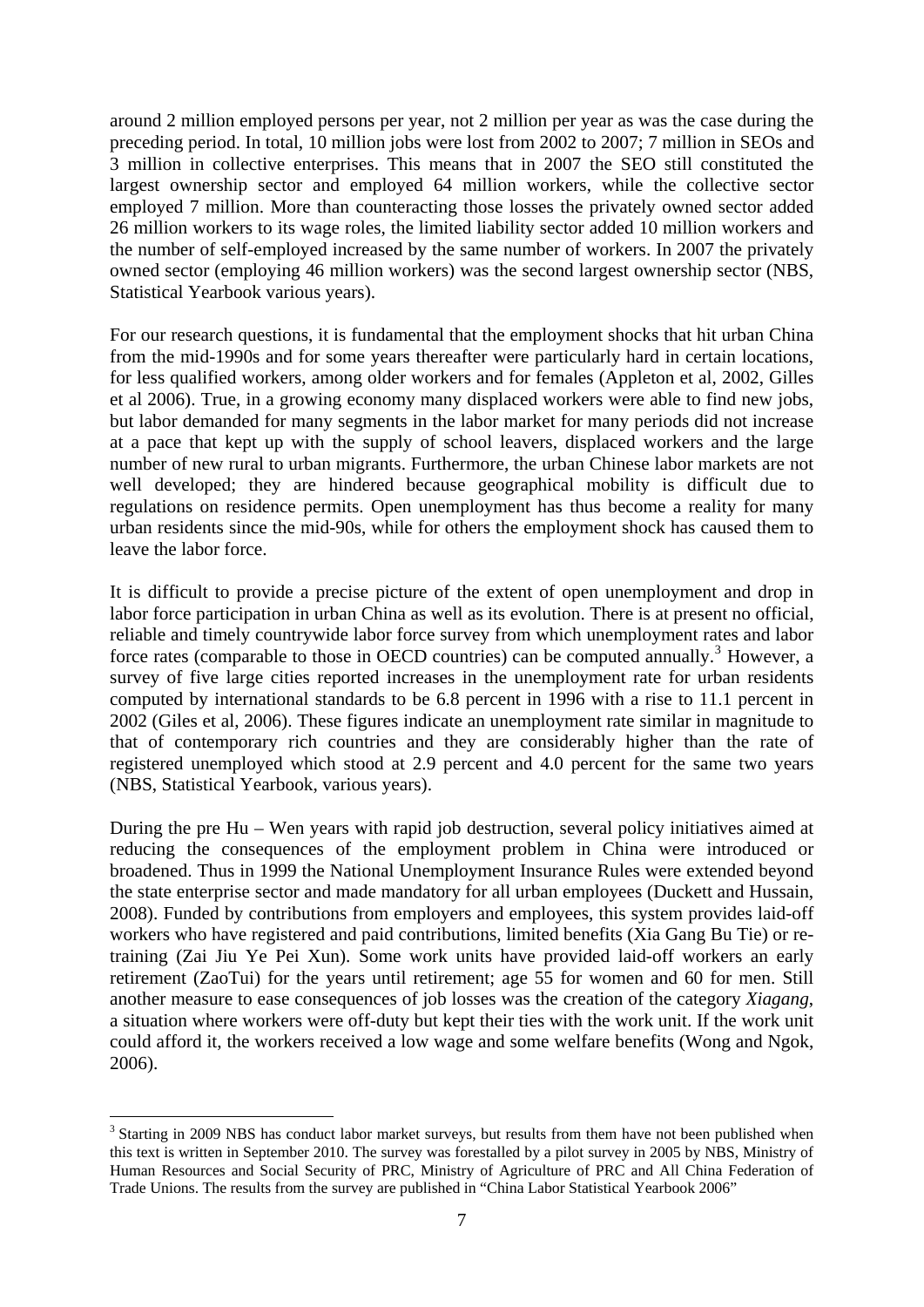around 2 million employed persons per year, not 2 million per year as was the case during the preceding period. In total, 10 million jobs were lost from 2002 to 2007; 7 million in SEOs and 3 million in collective enterprises. This means that in 2007 the SEO still constituted the largest ownership sector and employed 64 million workers, while the collective sector employed 7 million. More than counteracting those losses the privately owned sector added 26 million workers to its wage roles, the limited liability sector added 10 million workers and the number of self-employed increased by the same number of workers. In 2007 the privately owned sector (employing 46 million workers) was the second largest ownership sector (NBS, Statistical Yearbook various years).

For our research questions, it is fundamental that the employment shocks that hit urban China from the mid-1990s and for some years thereafter were particularly hard in certain locations, for less qualified workers, among older workers and for females (Appleton et al, 2002, Gilles et al 2006). True, in a growing economy many displaced workers were able to find new jobs, but labor demanded for many segments in the labor market for many periods did not increase at a pace that kept up with the supply of school leavers, displaced workers and the large number of new rural to urban migrants. Furthermore, the urban Chinese labor markets are not well developed; they are hindered because geographical mobility is difficult due to regulations on residence permits. Open unemployment has thus become a reality for many urban residents since the mid-90s, while for others the employment shock has caused them to leave the labor force.

It is difficult to provide a precise picture of the extent of open unemployment and drop in labor force participation in urban China as well as its evolution. There is at present no official, reliable and timely countrywide labor force survey from which unemployment rates and labor force rates (comparable to those in OECD countries) can be computed annually.[3] However, a survey of five large cities reported increases in the unemployment rate for urban residents computed by international standards to be 6.8 percent in 1996 with a rise to 11.1 percent in 2002 (Giles et al, 2006). These figures indicate an unemployment rate similar in magnitude to that of contemporary rich countries and they are considerably higher than the rate of registered unemployed which stood at 2.9 percent and 4.0 percent for the same two years (NBS, Statistical Yearbook, various years).

During the pre Hu – Wen years with rapid job destruction, several policy initiatives aimed at reducing the consequences of the employment problem in China were introduced or broadened. Thus in 1999 the National Unemployment Insurance Rules were extended beyond the state enterprise sector and made mandatory for all urban employees (Duckett and Hussain, 2008). Funded by contributions from employers and employees, this system provides laid-off workers who have registered and paid contributions, limited benefits (Xia Gang Bu Tie) or re-training (Zai Jiu Ye Pei Xun). Some work units have provided laid-off workers an early retirement (ZaoTui) for the years until retirement; age 55 for women and 60 for men. Still another measure to ease consequences of job losses was the creation of the category *Xiagang*, a situation where workers were off-duty but kept their ties with the work unit. If the work unit could afford it, the workers received a low wage and some welfare benefits (Wong and Ngok, 2006).

[3] Starting in 2009 NBS has conduct labor market surveys, but results from them have not been published when this text is written in September 2010. The survey was forestalled by a pilot survey in 2005 by NBS, Ministry of Human Resources and Social Security of PRC, Ministry of Agriculture of PRC and All China Federation of Trade Unions. The results from the survey are published in "China Labor Statistical Yearbook 2006"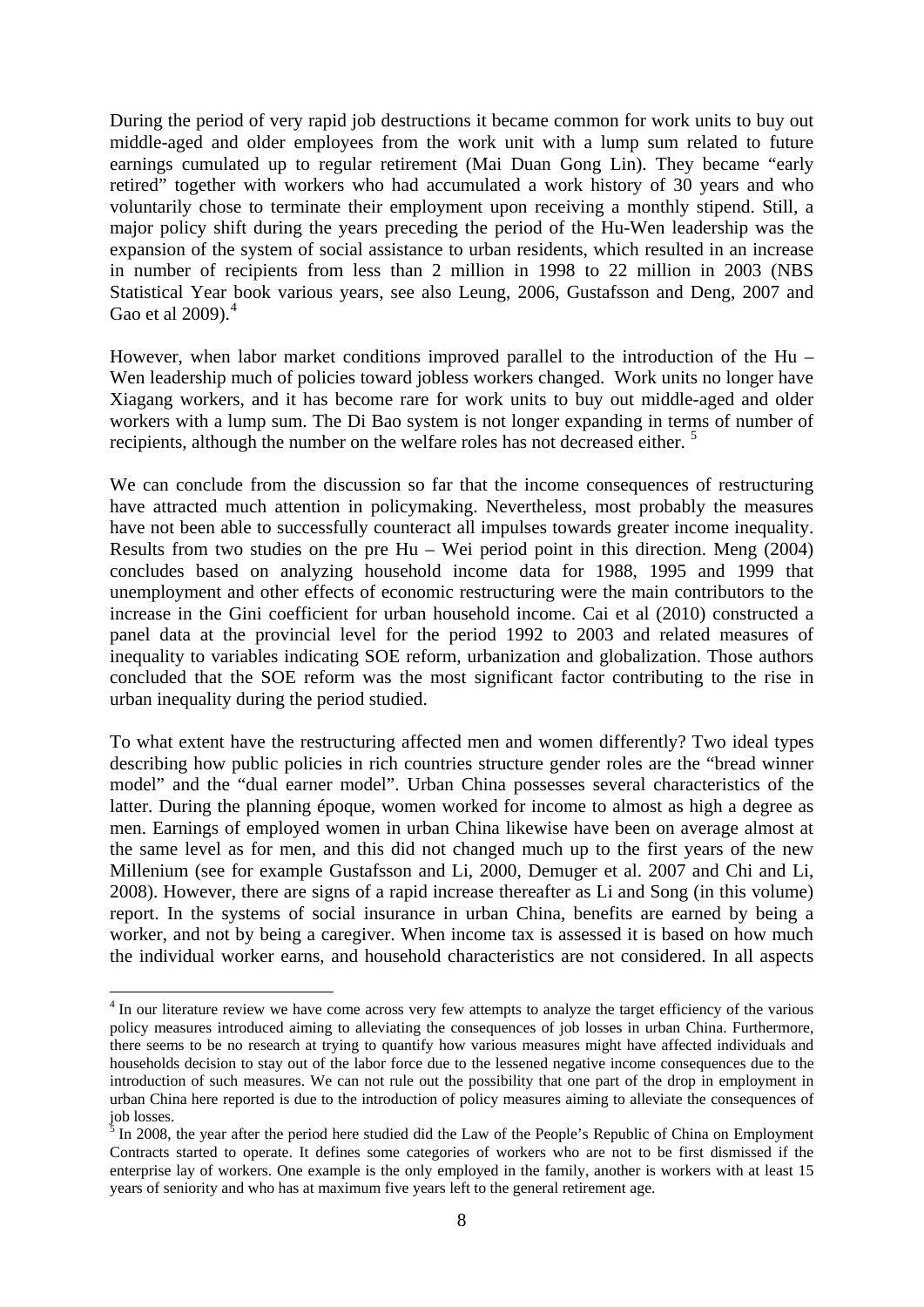During the period of very rapid job destructions it became common for work units to buy out middle-aged and older employees from the work unit with a lump sum related to future earnings cumulated up to regular retirement (Mai Duan Gong Lin). They became "early retired" together with workers who had accumulated a work history of 30 years and who voluntarily chose to terminate their employment upon receiving a monthly stipend. Still, a major policy shift during the years preceding the period of the Hu-Wen leadership was the expansion of the system of social assistance to urban residents, which resulted in an increase in number of recipients from less than 2 million in 1998 to 22 million in 2003 (NBS Statistical Year book various years, see also Leung, 2006, Gustafsson and Deng, 2007 and Gao et al 2009).[4]

However, when labor market conditions improved parallel to the introduction of the Hu – Wen leadership much of policies toward jobless workers changed. Work units no longer have Xiagang workers, and it has become rare for work units to buy out middle-aged and older workers with a lump sum. The Di Bao system is not longer expanding in terms of number of recipients, although the number on the welfare roles has not decreased either.[5]

We can conclude from the discussion so far that the income consequences of restructuring have attracted much attention in policymaking. Nevertheless, most probably the measures have not been able to successfully counteract all impulses towards greater income inequality. Results from two studies on the pre Hu – Wei period point in this direction. Meng (2004) concludes based on analyzing household income data for 1988, 1995 and 1999 that unemployment and other effects of economic restructuring were the main contributors to the increase in the Gini coefficient for urban household income. Cai et al (2010) constructed a panel data at the provincial level for the period 1992 to 2003 and related measures of inequality to variables indicating SOE reform, urbanization and globalization. Those authors concluded that the SOE reform was the most significant factor contributing to the rise in urban inequality during the period studied.

To what extent have the restructuring affected men and women differently? Two ideal types describing how public policies in rich countries structure gender roles are the "bread winner model" and the "dual earner model". Urban China possesses several characteristics of the latter. During the planning époque, women worked for income to almost as high a degree as men. Earnings of employed women in urban China likewise have been on average almost at the same level as for men, and this did not changed much up to the first years of the new Millenium (see for example Gustafsson and Li, 2000, Demuger et al. 2007 and Chi and Li, 2008). However, there are signs of a rapid increase thereafter as Li and Song (in this volume) report. In the systems of social insurance in urban China, benefits are earned by being a worker, and not by being a caregiver. When income tax is assessed it is based on how much the individual worker earns, and household characteristics are not considered. In all aspects

---

[4] In our literature review we have come across very few attempts to analyze the target efficiency of the various policy measures introduced aiming to alleviating the consequences of job losses in urban China. Furthermore, there seems to be no research at trying to quantify how various measures might have affected individuals and households decision to stay out of the labor force due to the lessened negative income consequences due to the introduction of such measures. We can not rule out the possibility that one part of the drop in employment in urban China here reported is due to the introduction of policy measures aiming to alleviate the consequences of job losses.

[5] In 2008, the year after the period here studied did the Law of the People's Republic of China on Employment Contracts started to operate. It defines some categories of workers who are not to be first dismissed if the enterprise lay of workers. One example is the only employed in the family, another is workers with at least 15 years of seniority and who has at maximum five years left to the general retirement age.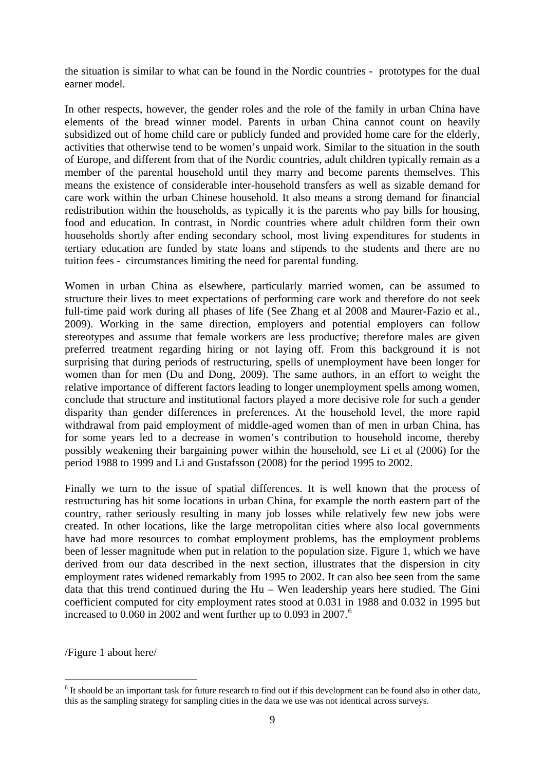the situation is similar to what can be found in the Nordic countries - prototypes for the dual earner model.

In other respects, however, the gender roles and the role of the family in urban China have elements of the bread winner model. Parents in urban China cannot count on heavily subsidized out of home child care or publicly funded and provided home care for the elderly, activities that otherwise tend to be women's unpaid work. Similar to the situation in the south of Europe, and different from that of the Nordic countries, adult children typically remain as a member of the parental household until they marry and become parents themselves. This means the existence of considerable inter-household transfers as well as sizable demand for care work within the urban Chinese household. It also means a strong demand for financial redistribution within the households, as typically it is the parents who pay bills for housing, food and education. In contrast, in Nordic countries where adult children form their own households shortly after ending secondary school, most living expenditures for students in tertiary education are funded by state loans and stipends to the students and there are no tuition fees - circumstances limiting the need for parental funding.

Women in urban China as elsewhere, particularly married women, can be assumed to structure their lives to meet expectations of performing care work and therefore do not seek full-time paid work during all phases of life (See Zhang et al 2008 and Maurer-Fazio et al., 2009). Working in the same direction, employers and potential employers can follow stereotypes and assume that female workers are less productive; therefore males are given preferred treatment regarding hiring or not laying off. From this background it is not surprising that during periods of restructuring, spells of unemployment have been longer for women than for men (Du and Dong, 2009). The same authors, in an effort to weight the relative importance of different factors leading to longer unemployment spells among women, conclude that structure and institutional factors played a more decisive role for such a gender disparity than gender differences in preferences. At the household level, the more rapid withdrawal from paid employment of middle-aged women than of men in urban China, has for some years led to a decrease in women's contribution to household income, thereby possibly weakening their bargaining power within the household, see Li et al (2006) for the period 1988 to 1999 and Li and Gustafsson (2008) for the period 1995 to 2002.

Finally we turn to the issue of spatial differences. It is well known that the process of restructuring has hit some locations in urban China, for example the north eastern part of the country, rather seriously resulting in many job losses while relatively few new jobs were created. In other locations, like the large metropolitan cities where also local governments have had more resources to combat employment problems, has the employment problems been of lesser magnitude when put in relation to the population size. Figure 1, which we have derived from our data described in the next section, illustrates that the dispersion in city employment rates widened remarkably from 1995 to 2002. It can also bee seen from the same data that this trend continued during the Hu – Wen leadership years here studied. The Gini coefficient computed for city employment rates stood at 0.031 in 1988 and 0.032 in 1995 but increased to 0.060 in 2002 and went further up to 0.093 in 2007.[6]

/Figure 1 about here/

[6] It should be an important task for future research to find out if this development can be found also in other data, this as the sampling strategy for sampling cities in the data we use was not identical across surveys.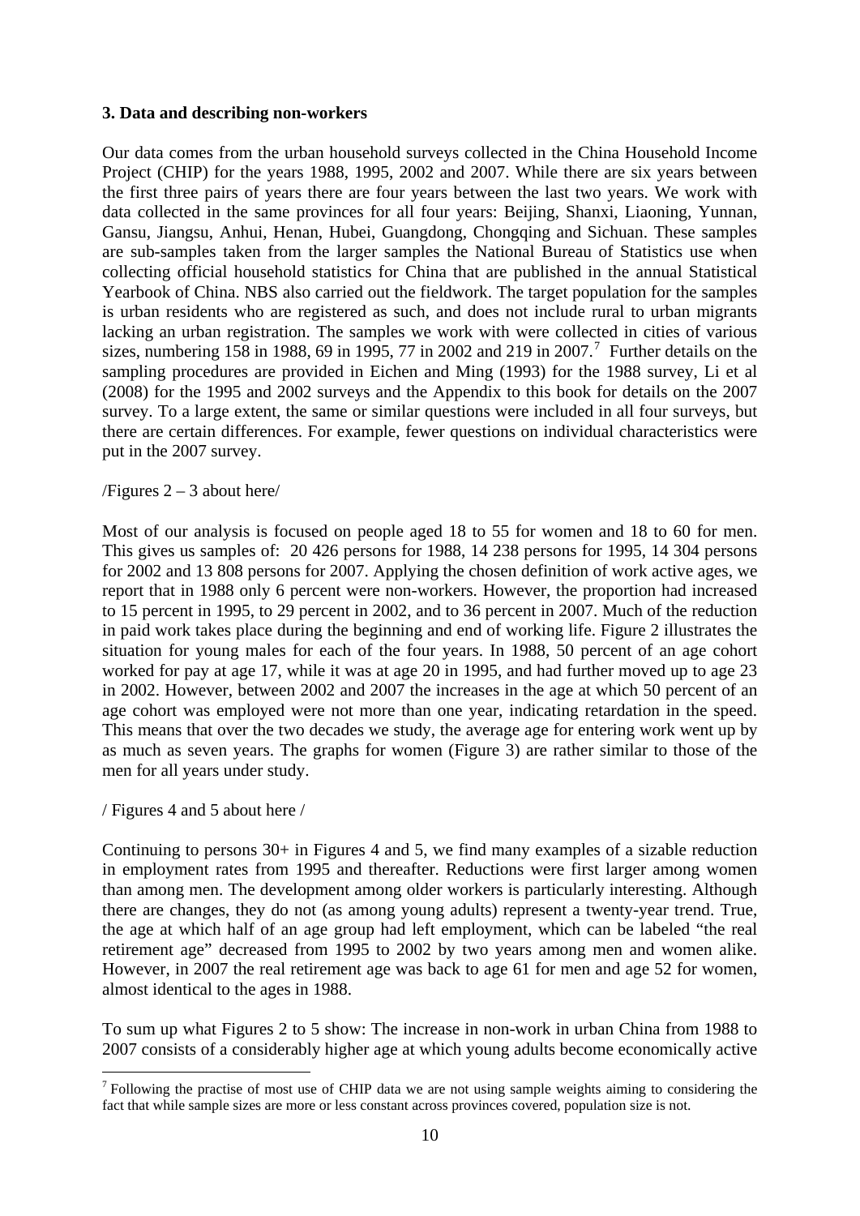### 3. Data and describing non-workers

Our data comes from the urban household surveys collected in the China Household Income Project (CHIP) for the years 1988, 1995, 2002 and 2007. While there are six years between the first three pairs of years there are four years between the last two years. We work with data collected in the same provinces for all four years: Beijing, Shanxi, Liaoning, Yunnan, Gansu, Jiangsu, Anhui, Henan, Hubei, Guangdong, Chongqing and Sichuan. These samples are sub-samples taken from the larger samples the National Bureau of Statistics use when collecting official household statistics for China that are published in the annual Statistical Yearbook of China. NBS also carried out the fieldwork. The target population for the samples is urban residents who are registered as such, and does not include rural to urban migrants lacking an urban registration. The samples we work with were collected in cities of various sizes, numbering 158 in 1988, 69 in 1995, 77 in 2002 and 219 in 2007.[7] Further details on the sampling procedures are provided in Eichen and Ming (1993) for the 1988 survey, Li et al (2008) for the 1995 and 2002 surveys and the Appendix to this book for details on the 2007 survey. To a large extent, the same or similar questions were included in all four surveys, but there are certain differences. For example, fewer questions on individual characteristics were put in the 2007 survey.

/Figures 2 – 3 about here/

Most of our analysis is focused on people aged 18 to 55 for women and 18 to 60 for men. This gives us samples of: 20 426 persons for 1988, 14 238 persons for 1995, 14 304 persons for 2002 and 13 808 persons for 2007. Applying the chosen definition of work active ages, we report that in 1988 only 6 percent were non-workers. However, the proportion had increased to 15 percent in 1995, to 29 percent in 2002, and to 36 percent in 2007. Much of the reduction in paid work takes place during the beginning and end of working life. Figure 2 illustrates the situation for young males for each of the four years. In 1988, 50 percent of an age cohort worked for pay at age 17, while it was at age 20 in 1995, and had further moved up to age 23 in 2002. However, between 2002 and 2007 the increases in the age at which 50 percent of an age cohort was employed were not more than one year, indicating retardation in the speed. This means that over the two decades we study, the average age for entering work went up by as much as seven years. The graphs for women (Figure 3) are rather similar to those of the men for all years under study.

/ Figures 4 and 5 about here /

Continuing to persons 30+ in Figures 4 and 5, we find many examples of a sizable reduction in employment rates from 1995 and thereafter. Reductions were first larger among women than among men. The development among older workers is particularly interesting. Although there are changes, they do not (as among young adults) represent a twenty-year trend. True, the age at which half of an age group had left employment, which can be labeled "the real retirement age" decreased from 1995 to 2002 by two years among men and women alike. However, in 2007 the real retirement age was back to age 61 for men and age 52 for women, almost identical to the ages in 1988.

To sum up what Figures 2 to 5 show: The increase in non-work in urban China from 1988 to 2007 consists of a considerably higher age at which young adults become economically active

[7] Following the practise of most use of CHIP data we are not using sample weights aiming to considering the fact that while sample sizes are more or less constant across provinces covered, population size is not.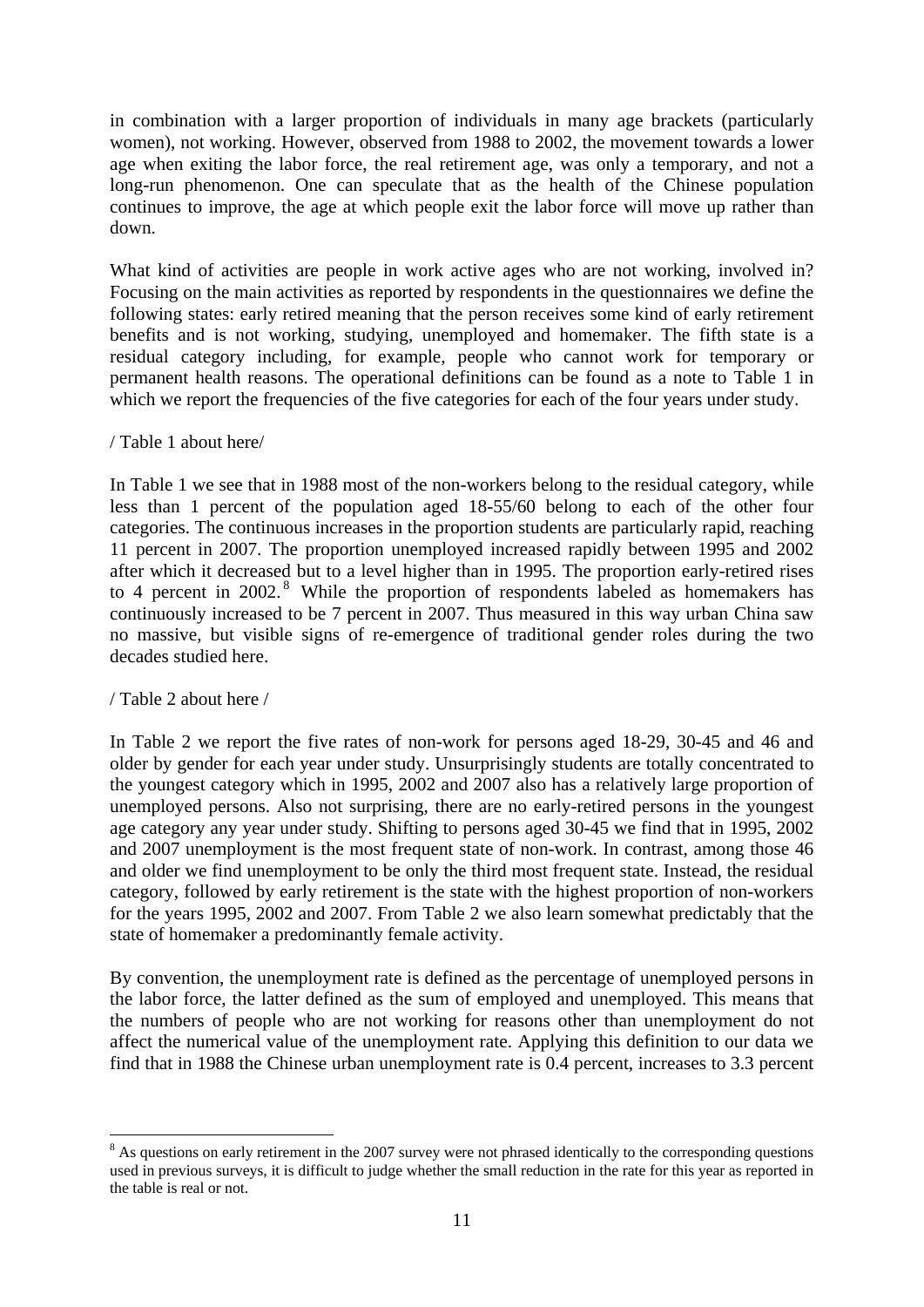in combination with a larger proportion of individuals in many age brackets (particularly women), not working. However, observed from 1988 to 2002, the movement towards a lower age when exiting the labor force, the real retirement age, was only a temporary, and not a long-run phenomenon. One can speculate that as the health of the Chinese population continues to improve, the age at which people exit the labor force will move up rather than down.

What kind of activities are people in work active ages who are not working, involved in? Focusing on the main activities as reported by respondents in the questionnaires we define the following states: early retired meaning that the person receives some kind of early retirement benefits and is not working, studying, unemployed and homemaker. The fifth state is a residual category including, for example, people who cannot work for temporary or permanent health reasons. The operational definitions can be found as a note to Table 1 in which we report the frequencies of the five categories for each of the four years under study.

/ Table 1 about here/

In Table 1 we see that in 1988 most of the non-workers belong to the residual category, while less than 1 percent of the population aged 18-55/60 belong to each of the other four categories. The continuous increases in the proportion students are particularly rapid, reaching 11 percent in 2007. The proportion unemployed increased rapidly between 1995 and 2002 after which it decreased but to a level higher than in 1995. The proportion early-retired rises to 4 percent in 2002.[8] While the proportion of respondents labeled as homemakers has continuously increased to be 7 percent in 2007. Thus measured in this way urban China saw no massive, but visible signs of re-emergence of traditional gender roles during the two decades studied here.

/ Table 2 about here /

In Table 2 we report the five rates of non-work for persons aged 18-29, 30-45 and 46 and older by gender for each year under study. Unsurprisingly students are totally concentrated to the youngest category which in 1995, 2002 and 2007 also has a relatively large proportion of unemployed persons. Also not surprising, there are no early-retired persons in the youngest age category any year under study. Shifting to persons aged 30-45 we find that in 1995, 2002 and 2007 unemployment is the most frequent state of non-work. In contrast, among those 46 and older we find unemployment to be only the third most frequent state. Instead, the residual category, followed by early retirement is the state with the highest proportion of non-workers for the years 1995, 2002 and 2007. From Table 2 we also learn somewhat predictably that the state of homemaker a predominantly female activity.

By convention, the unemployment rate is defined as the percentage of unemployed persons in the labor force, the latter defined as the sum of employed and unemployed. This means that the numbers of people who are not working for reasons other than unemployment do not affect the numerical value of the unemployment rate. Applying this definition to our data we find that in 1988 the Chinese urban unemployment rate is 0.4 percent, increases to 3.3 percent

[8] As questions on early retirement in the 2007 survey were not phrased identically to the corresponding questions used in previous surveys, it is difficult to judge whether the small reduction in the rate for this year as reported in the table is real or not.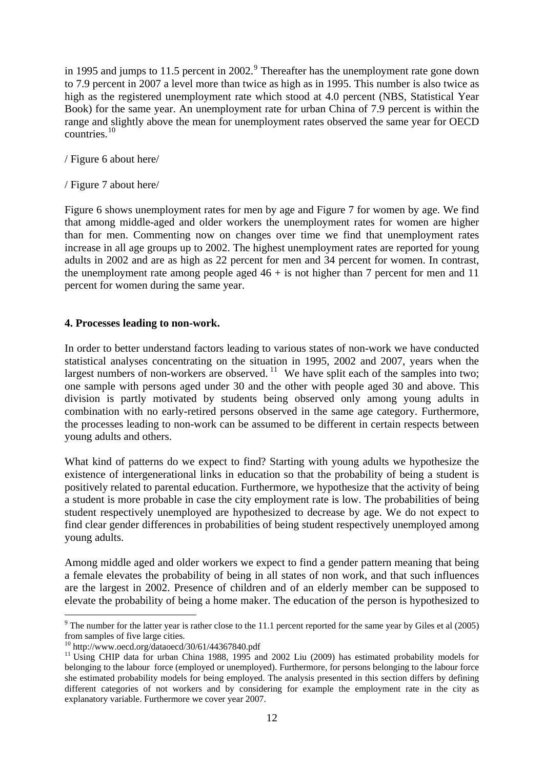in 1995 and jumps to 11.5 percent in 2002.[9] Thereafter has the unemployment rate gone down to 7.9 percent in 2007 a level more than twice as high as in 1995. This number is also twice as high as the registered unemployment rate which stood at 4.0 percent (NBS, Statistical Year Book) for the same year. An unemployment rate for urban China of 7.9 percent is within the range and slightly above the mean for unemployment rates observed the same year for OECD countries.[10]

/ Figure 6 about here/

/ Figure 7 about here/

Figure 6 shows unemployment rates for men by age and Figure 7 for women by age. We find that among middle-aged and older workers the unemployment rates for women are higher than for men. Commenting now on changes over time we find that unemployment rates increase in all age groups up to 2002. The highest unemployment rates are reported for young adults in 2002 and are as high as 22 percent for men and 34 percent for women. In contrast, the unemployment rate among people aged 46 + is not higher than 7 percent for men and 11 percent for women during the same year.

## 4. Processes leading to non-work.

In order to better understand factors leading to various states of non-work we have conducted statistical analyses concentrating on the situation in 1995, 2002 and 2007, years when the largest numbers of non-workers are observed.[11] We have split each of the samples into two; one sample with persons aged under 30 and the other with people aged 30 and above. This division is partly motivated by students being observed only among young adults in combination with no early-retired persons observed in the same age category. Furthermore, the processes leading to non-work can be assumed to be different in certain respects between young adults and others.

What kind of patterns do we expect to find? Starting with young adults we hypothesize the existence of intergenerational links in education so that the probability of being a student is positively related to parental education. Furthermore, we hypothesize that the activity of being a student is more probable in case the city employment rate is low. The probabilities of being student respectively unemployed are hypothesized to decrease by age. We do not expect to find clear gender differences in probabilities of being student respectively unemployed among young adults.

Among middle aged and older workers we expect to find a gender pattern meaning that being a female elevates the probability of being in all states of non work, and that such influences are the largest in 2002. Presence of children and of an elderly member can be supposed to elevate the probability of being a home maker. The education of the person is hypothesized to

[9] The number for the latter year is rather close to the 11.1 percent reported for the same year by Giles et al (2005) from samples of five large cities.

[10] http://www.oecd.org/dataoecd/30/61/44367840.pdf

[11] Using CHIP data for urban China 1988, 1995 and 2002 Liu (2009) has estimated probability models for belonging to the labour force (employed or unemployed). Furthermore, for persons belonging to the labour force she estimated probability models for being employed. The analysis presented in this section differs by defining different categories of not workers and by considering for example the employment rate in the city as explanatory variable. Furthermore we cover year 2007.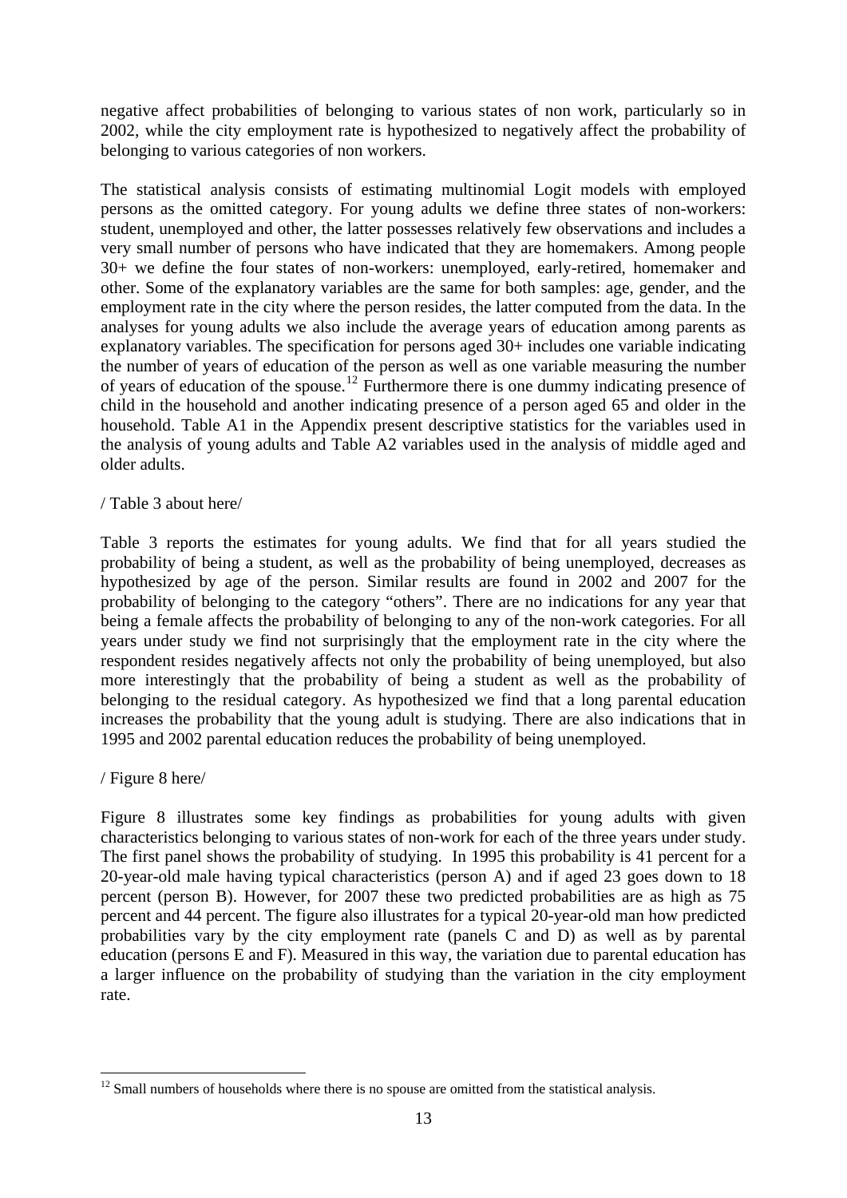negative affect probabilities of belonging to various states of non work, particularly so in 2002, while the city employment rate is hypothesized to negatively affect the probability of belonging to various categories of non workers.

The statistical analysis consists of estimating multinomial Logit models with employed persons as the omitted category. For young adults we define three states of non-workers: student, unemployed and other, the latter possesses relatively few observations and includes a very small number of persons who have indicated that they are homemakers. Among people 30+ we define the four states of non-workers: unemployed, early-retired, homemaker and other. Some of the explanatory variables are the same for both samples: age, gender, and the employment rate in the city where the person resides, the latter computed from the data. In the analyses for young adults we also include the average years of education among parents as explanatory variables. The specification for persons aged 30+ includes one variable indicating the number of years of education of the person as well as one variable measuring the number of years of education of the spouse.[12] Furthermore there is one dummy indicating presence of child in the household and another indicating presence of a person aged 65 and older in the household. Table A1 in the Appendix present descriptive statistics for the variables used in the analysis of young adults and Table A2 variables used in the analysis of middle aged and older adults.

/ Table 3 about here/

Table 3 reports the estimates for young adults. We find that for all years studied the probability of being a student, as well as the probability of being unemployed, decreases as hypothesized by age of the person. Similar results are found in 2002 and 2007 for the probability of belonging to the category "others". There are no indications for any year that being a female affects the probability of belonging to any of the non-work categories. For all years under study we find not surprisingly that the employment rate in the city where the respondent resides negatively affects not only the probability of being unemployed, but also more interestingly that the probability of being a student as well as the probability of belonging to the residual category. As hypothesized we find that a long parental education increases the probability that the young adult is studying. There are also indications that in 1995 and 2002 parental education reduces the probability of being unemployed.

/ Figure 8 here/

Figure 8 illustrates some key findings as probabilities for young adults with given characteristics belonging to various states of non-work for each of the three years under study. The first panel shows the probability of studying. In 1995 this probability is 41 percent for a 20-year-old male having typical characteristics (person A) and if aged 23 goes down to 18 percent (person B). However, for 2007 these two predicted probabilities are as high as 75 percent and 44 percent. The figure also illustrates for a typical 20-year-old man how predicted probabilities vary by the city employment rate (panels C and D) as well as by parental education (persons E and F). Measured in this way, the variation due to parental education has a larger influence on the probability of studying than the variation in the city employment rate.

[12] Small numbers of households where there is no spouse are omitted from the statistical analysis.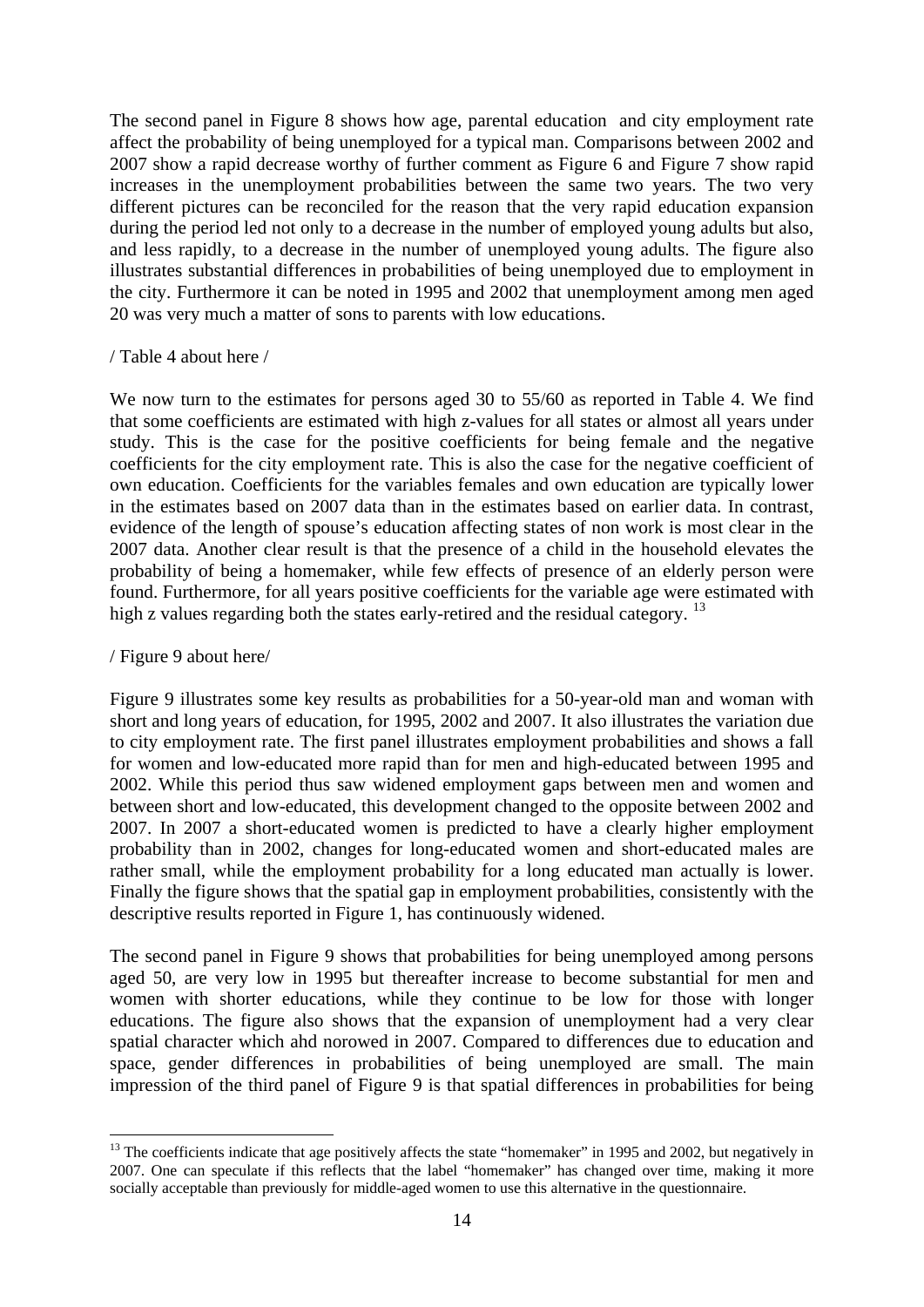The second panel in Figure 8 shows how age, parental education  and city employment rate affect the probability of being unemployed for a typical man. Comparisons between 2002 and 2007 show a rapid decrease worthy of further comment as Figure 6 and Figure 7 show rapid increases in the unemployment probabilities between the same two years. The two very different pictures can be reconciled for the reason that the very rapid education expansion during the period led not only to a decrease in the number of employed young adults but also, and less rapidly, to a decrease in the number of unemployed young adults. The figure also illustrates substantial differences in probabilities of being unemployed due to employment in the city. Furthermore it can be noted in 1995 and 2002 that unemployment among men aged 20 was very much a matter of sons to parents with low educations.

/ Table 4 about here /

We now turn to the estimates for persons aged 30 to 55/60 as reported in Table 4. We find that some coefficients are estimated with high z-values for all states or almost all years under study. This is the case for the positive coefficients for being female and the negative coefficients for the city employment rate. This is also the case for the negative coefficient of own education. Coefficients for the variables females and own education are typically lower in the estimates based on 2007 data than in the estimates based on earlier data. In contrast, evidence of the length of spouse's education affecting states of non work is most clear in the 2007 data. Another clear result is that the presence of a child in the household elevates the probability of being a homemaker, while few effects of presence of an elderly person were found. Furthermore, for all years positive coefficients for the variable age were estimated with high z values regarding both the states early-retired and the residual category. [13]

/ Figure 9 about here/

Figure 9 illustrates some key results as probabilities for a 50-year-old man and woman with short and long years of education, for 1995, 2002 and 2007. It also illustrates the variation due to city employment rate. The first panel illustrates employment probabilities and shows a fall for women and low-educated more rapid than for men and high-educated between 1995 and 2002. While this period thus saw widened employment gaps between men and women and between short and low-educated, this development changed to the opposite between 2002 and 2007. In 2007 a short-educated women is predicted to have a clearly higher employment probability than in 2002, changes for long-educated women and short-educated males are rather small, while the employment probability for a long educated man actually is lower. Finally the figure shows that the spatial gap in employment probabilities, consistently with the descriptive results reported in Figure 1, has continuously widened.

The second panel in Figure 9 shows that probabilities for being unemployed among persons aged 50, are very low in 1995 but thereafter increase to become substantial for men and women with shorter educations, while they continue to be low for those with longer educations. The figure also shows that the expansion of unemployment had a very clear spatial character which ahd norowed in 2007. Compared to differences due to education and space, gender differences in probabilities of being unemployed are small. The main impression of the third panel of Figure 9 is that spatial differences in probabilities for being

[13] The coefficients indicate that age positively affects the state "homemaker" in 1995 and 2002, but negatively in 2007. One can speculate if this reflects that the label "homemaker" has changed over time, making it more socially acceptable than previously for middle-aged women to use this alternative in the questionnaire.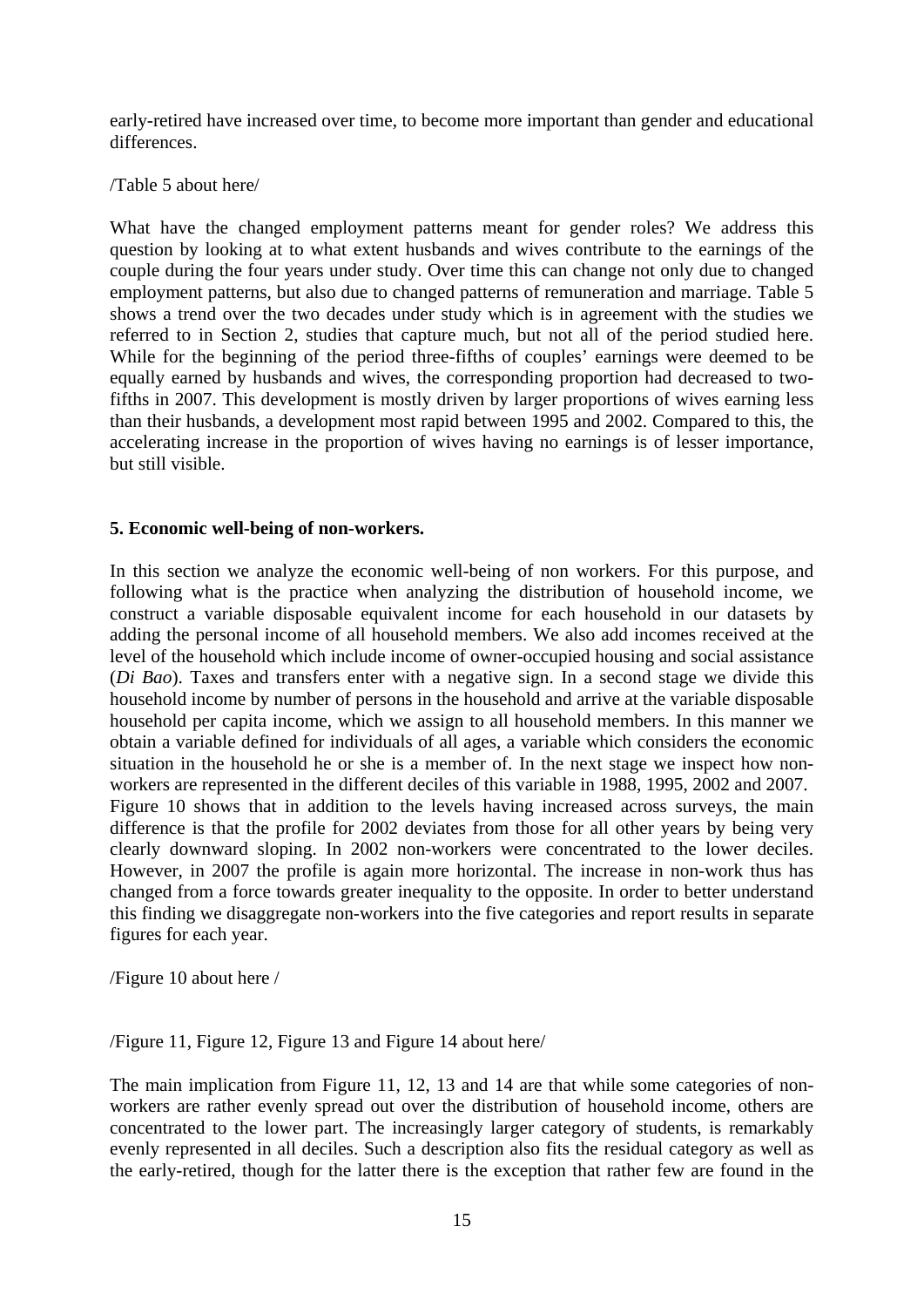early-retired have increased over time, to become more important than gender and educational differences.

/Table 5 about here/

What have the changed employment patterns meant for gender roles? We address this question by looking at to what extent husbands and wives contribute to the earnings of the couple during the four years under study. Over time this can change not only due to changed employment patterns, but also due to changed patterns of remuneration and marriage. Table 5 shows a trend over the two decades under study which is in agreement with the studies we referred to in Section 2, studies that capture much, but not all of the period studied here. While for the beginning of the period three-fifths of couples' earnings were deemed to be equally earned by husbands and wives, the corresponding proportion had decreased to two-fifths in 2007. This development is mostly driven by larger proportions of wives earning less than their husbands, a development most rapid between 1995 and 2002. Compared to this, the accelerating increase in the proportion of wives having no earnings is of lesser importance, but still visible.

## 5. Economic well-being of non-workers.

In this section we analyze the economic well-being of non workers. For this purpose, and following what is the practice when analyzing the distribution of household income, we construct a variable disposable equivalent income for each household in our datasets by adding the personal income of all household members. We also add incomes received at the level of the household which include income of owner-occupied housing and social assistance (*Di Bao*). Taxes and transfers enter with a negative sign. In a second stage we divide this household income by number of persons in the household and arrive at the variable disposable household per capita income, which we assign to all household members. In this manner we obtain a variable defined for individuals of all ages, a variable which considers the economic situation in the household he or she is a member of. In the next stage we inspect how non-workers are represented in the different deciles of this variable in 1988, 1995, 2002 and 2007. Figure 10 shows that in addition to the levels having increased across surveys, the main difference is that the profile for 2002 deviates from those for all other years by being very clearly downward sloping. In 2002 non-workers were concentrated to the lower deciles. However, in 2007 the profile is again more horizontal. The increase in non-work thus has changed from a force towards greater inequality to the opposite. In order to better understand this finding we disaggregate non-workers into the five categories and report results in separate figures for each year.

/Figure 10 about here /

/Figure 11, Figure 12, Figure 13 and Figure 14 about here/

The main implication from Figure 11, 12, 13 and 14 are that while some categories of non-workers are rather evenly spread out over the distribution of household income, others are concentrated to the lower part. The increasingly larger category of students, is remarkably evenly represented in all deciles. Such a description also fits the residual category as well as the early-retired, though for the latter there is the exception that rather few are found in the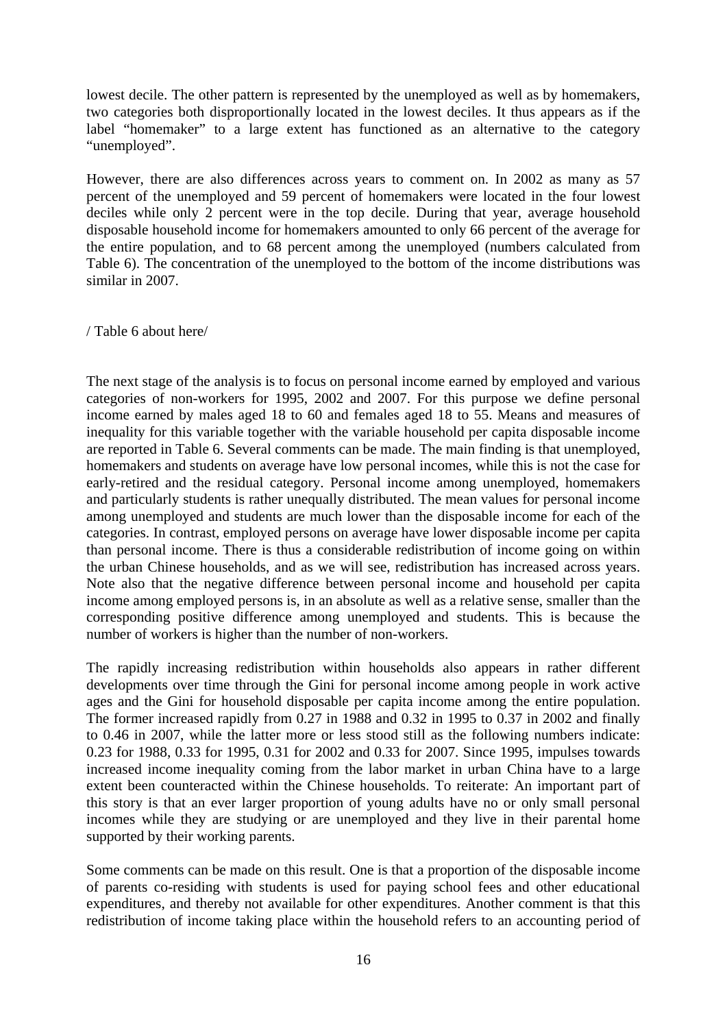lowest decile. The other pattern is represented by the unemployed as well as by homemakers, two categories both disproportionally located in the lowest deciles. It thus appears as if the label "homemaker" to a large extent has functioned as an alternative to the category "unemployed".

However, there are also differences across years to comment on. In 2002 as many as 57 percent of the unemployed and 59 percent of homemakers were located in the four lowest deciles while only 2 percent were in the top decile. During that year, average household disposable household income for homemakers amounted to only 66 percent of the average for the entire population, and to 68 percent among the unemployed (numbers calculated from Table 6). The concentration of the unemployed to the bottom of the income distributions was similar in 2007.

/ Table 6 about here/

The next stage of the analysis is to focus on personal income earned by employed and various categories of non-workers for 1995, 2002 and 2007. For this purpose we define personal income earned by males aged 18 to 60 and females aged 18 to 55. Means and measures of inequality for this variable together with the variable household per capita disposable income are reported in Table 6. Several comments can be made. The main finding is that unemployed, homemakers and students on average have low personal incomes, while this is not the case for early-retired and the residual category. Personal income among unemployed, homemakers and particularly students is rather unequally distributed. The mean values for personal income among unemployed and students are much lower than the disposable income for each of the categories. In contrast, employed persons on average have lower disposable income per capita than personal income. There is thus a considerable redistribution of income going on within the urban Chinese households, and as we will see, redistribution has increased across years. Note also that the negative difference between personal income and household per capita income among employed persons is, in an absolute as well as a relative sense, smaller than the corresponding positive difference among unemployed and students. This is because the number of workers is higher than the number of non-workers.

The rapidly increasing redistribution within households also appears in rather different developments over time through the Gini for personal income among people in work active ages and the Gini for household disposable per capita income among the entire population. The former increased rapidly from 0.27 in 1988 and 0.32 in 1995 to 0.37 in 2002 and finally to 0.46 in 2007, while the latter more or less stood still as the following numbers indicate: 0.23 for 1988, 0.33 for 1995, 0.31 for 2002 and 0.33 for 2007. Since 1995, impulses towards increased income inequality coming from the labor market in urban China have to a large extent been counteracted within the Chinese households. To reiterate: An important part of this story is that an ever larger proportion of young adults have no or only small personal incomes while they are studying or are unemployed and they live in their parental home supported by their working parents.

Some comments can be made on this result. One is that a proportion of the disposable income of parents co-residing with students is used for paying school fees and other educational expenditures, and thereby not available for other expenditures. Another comment is that this redistribution of income taking place within the household refers to an accounting period of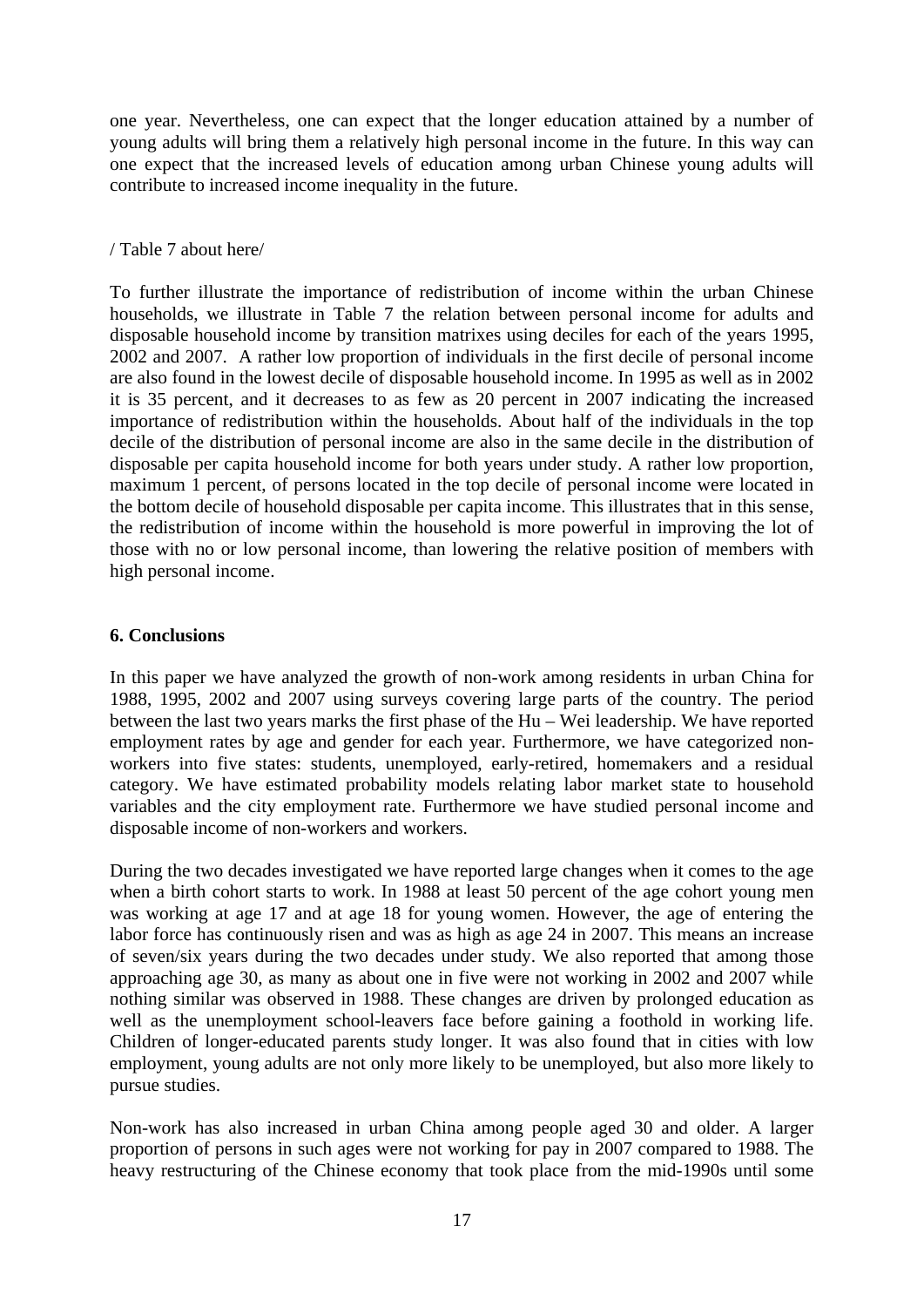one year. Nevertheless, one can expect that the longer education attained by a number of young adults will bring them a relatively high personal income in the future. In this way can one expect that the increased levels of education among urban Chinese young adults will contribute to increased income inequality in the future.

/ Table 7 about here/

To further illustrate the importance of redistribution of income within the urban Chinese households, we illustrate in Table 7 the relation between personal income for adults and disposable household income by transition matrixes using deciles for each of the years 1995, 2002 and 2007. A rather low proportion of individuals in the first decile of personal income are also found in the lowest decile of disposable household income. In 1995 as well as in 2002 it is 35 percent, and it decreases to as few as 20 percent in 2007 indicating the increased importance of redistribution within the households. About half of the individuals in the top decile of the distribution of personal income are also in the same decile in the distribution of disposable per capita household income for both years under study. A rather low proportion, maximum 1 percent, of persons located in the top decile of personal income were located in the bottom decile of household disposable per capita income. This illustrates that in this sense, the redistribution of income within the household is more powerful in improving the lot of those with no or low personal income, than lowering the relative position of members with high personal income.

## 6. Conclusions

In this paper we have analyzed the growth of non-work among residents in urban China for 1988, 1995, 2002 and 2007 using surveys covering large parts of the country. The period between the last two years marks the first phase of the Hu – Wei leadership. We have reported employment rates by age and gender for each year. Furthermore, we have categorized non-workers into five states: students, unemployed, early-retired, homemakers and a residual category. We have estimated probability models relating labor market state to household variables and the city employment rate. Furthermore we have studied personal income and disposable income of non-workers and workers.

During the two decades investigated we have reported large changes when it comes to the age when a birth cohort starts to work. In 1988 at least 50 percent of the age cohort young men was working at age 17 and at age 18 for young women. However, the age of entering the labor force has continuously risen and was as high as age 24 in 2007. This means an increase of seven/six years during the two decades under study. We also reported that among those approaching age 30, as many as about one in five were not working in 2002 and 2007 while nothing similar was observed in 1988. These changes are driven by prolonged education as well as the unemployment school-leavers face before gaining a foothold in working life. Children of longer-educated parents study longer. It was also found that in cities with low employment, young adults are not only more likely to be unemployed, but also more likely to pursue studies.

Non-work has also increased in urban China among people aged 30 and older. A larger proportion of persons in such ages were not working for pay in 2007 compared to 1988. The heavy restructuring of the Chinese economy that took place from the mid-1990s until some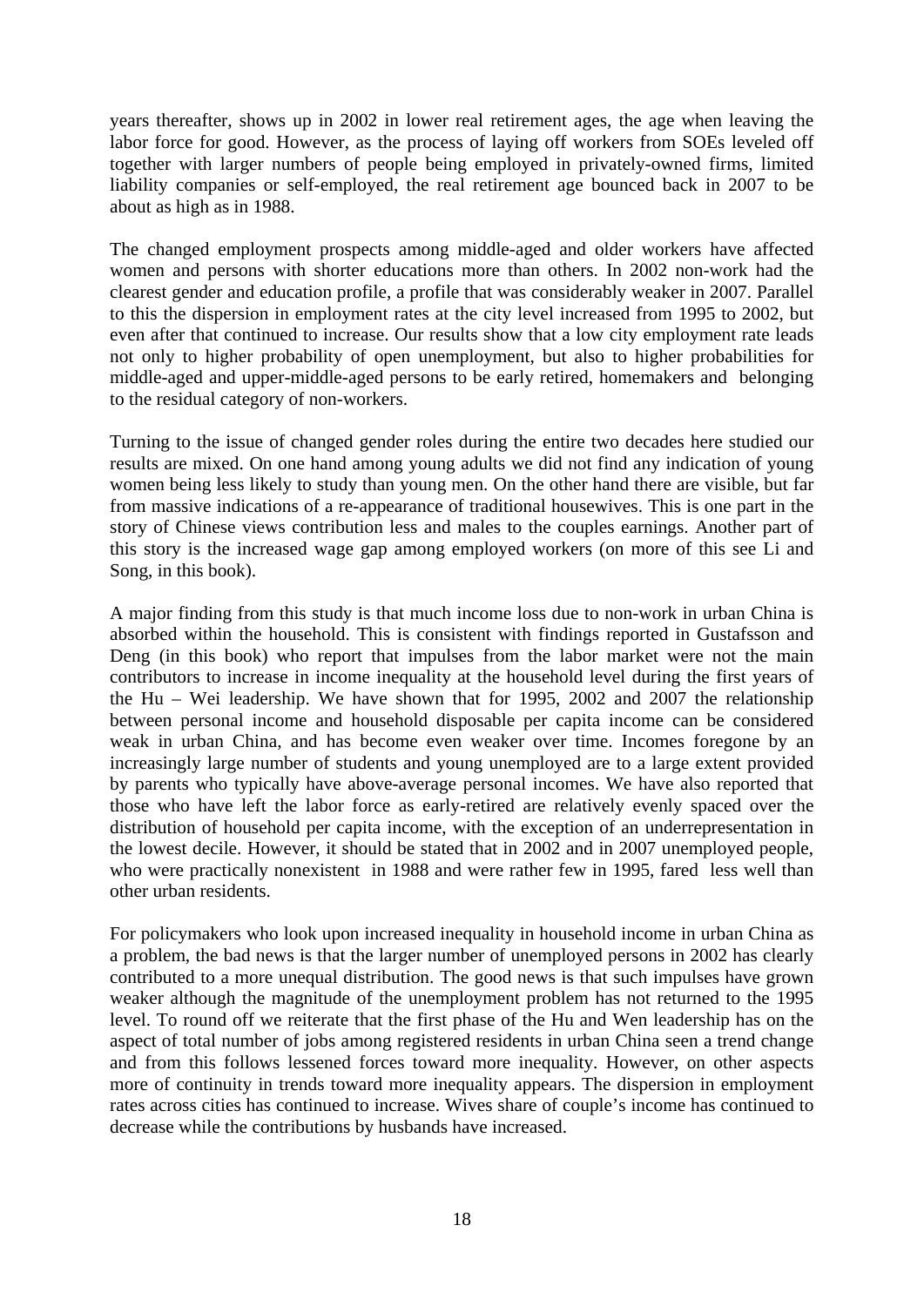years thereafter, shows up in 2002 in lower real retirement ages, the age when leaving the labor force for good. However, as the process of laying off workers from SOEs leveled off together with larger numbers of people being employed in privately-owned firms, limited liability companies or self-employed, the real retirement age bounced back in 2007 to be about as high as in 1988.

The changed employment prospects among middle-aged and older workers have affected women and persons with shorter educations more than others. In 2002 non-work had the clearest gender and education profile, a profile that was considerably weaker in 2007. Parallel to this the dispersion in employment rates at the city level increased from 1995 to 2002, but even after that continued to increase. Our results show that a low city employment rate leads not only to higher probability of open unemployment, but also to higher probabilities for middle-aged and upper-middle-aged persons to be early retired, homemakers and belonging to the residual category of non-workers.

Turning to the issue of changed gender roles during the entire two decades here studied our results are mixed. On one hand among young adults we did not find any indication of young women being less likely to study than young men. On the other hand there are visible, but far from massive indications of a re-appearance of traditional housewives. This is one part in the story of Chinese views contribution less and males to the couples earnings. Another part of this story is the increased wage gap among employed workers (on more of this see Li and Song, in this book).

A major finding from this study is that much income loss due to non-work in urban China is absorbed within the household. This is consistent with findings reported in Gustafsson and Deng (in this book) who report that impulses from the labor market were not the main contributors to increase in income inequality at the household level during the first years of the Hu – Wei leadership. We have shown that for 1995, 2002 and 2007 the relationship between personal income and household disposable per capita income can be considered weak in urban China, and has become even weaker over time. Incomes foregone by an increasingly large number of students and young unemployed are to a large extent provided by parents who typically have above-average personal incomes. We have also reported that those who have left the labor force as early-retired are relatively evenly spaced over the distribution of household per capita income, with the exception of an underrepresentation in the lowest decile. However, it should be stated that in 2002 and in 2007 unemployed people, who were practically nonexistent in 1988 and were rather few in 1995, fared less well than other urban residents.

For policymakers who look upon increased inequality in household income in urban China as a problem, the bad news is that the larger number of unemployed persons in 2002 has clearly contributed to a more unequal distribution. The good news is that such impulses have grown weaker although the magnitude of the unemployment problem has not returned to the 1995 level. To round off we reiterate that the first phase of the Hu and Wen leadership has on the aspect of total number of jobs among registered residents in urban China seen a trend change and from this follows lessened forces toward more inequality. However, on other aspects more of continuity in trends toward more inequality appears. The dispersion in employment rates across cities has continued to increase. Wives share of couple's income has continued to decrease while the contributions by husbands have increased.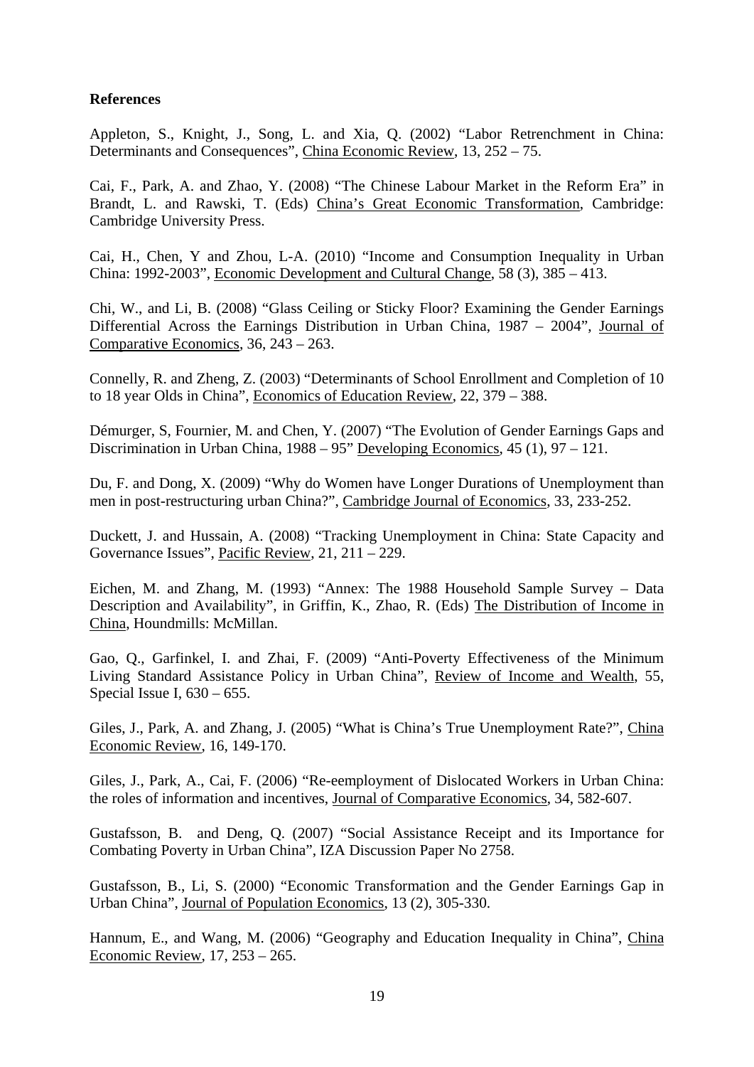**References**

Appleton, S., Knight, J., Song, L. and Xia, Q. (2002) "Labor Retrenchment in China: Determinants and Consequences", China Economic Review, 13, 252 – 75.

Cai, F., Park, A. and Zhao, Y. (2008) "The Chinese Labour Market in the Reform Era" in Brandt, L. and Rawski, T. (Eds) China's Great Economic Transformation, Cambridge: Cambridge University Press.

Cai, H., Chen, Y and Zhou, L-A. (2010) "Income and Consumption Inequality in Urban China: 1992-2003", Economic Development and Cultural Change, 58 (3), 385 – 413.

Chi, W., and Li, B. (2008) "Glass Ceiling or Sticky Floor? Examining the Gender Earnings Differential Across the Earnings Distribution in Urban China, 1987 – 2004", Journal of Comparative Economics, 36, 243 – 263.

Connelly, R. and Zheng, Z. (2003) "Determinants of School Enrollment and Completion of 10 to 18 year Olds in China", Economics of Education Review, 22, 379 – 388.

Démurger, S, Fournier, M. and Chen, Y. (2007) "The Evolution of Gender Earnings Gaps and Discrimination in Urban China, 1988 – 95" Developing Economics, 45 (1), 97 – 121.

Du, F. and Dong, X. (2009) "Why do Women have Longer Durations of Unemployment than men in post-restructuring urban China?", Cambridge Journal of Economics, 33, 233-252.

Duckett, J. and Hussain, A. (2008) "Tracking Unemployment in China: State Capacity and Governance Issues", Pacific Review, 21, 211 – 229.

Eichen, M. and Zhang, M. (1993) "Annex: The 1988 Household Sample Survey – Data Description and Availability", in Griffin, K., Zhao, R. (Eds) The Distribution of Income in China, Houndmills: McMillan.

Gao, Q., Garfinkel, I. and Zhai, F. (2009) "Anti-Poverty Effectiveness of the Minimum Living Standard Assistance Policy in Urban China", Review of Income and Wealth, 55, Special Issue I, 630 – 655.

Giles, J., Park, A. and Zhang, J. (2005) "What is China's True Unemployment Rate?", China Economic Review, 16, 149-170.

Giles, J., Park, A., Cai, F. (2006) "Re-eemployment of Dislocated Workers in Urban China: the roles of information and incentives, Journal of Comparative Economics, 34, 582-607.

Gustafsson, B. and Deng, Q. (2007) "Social Assistance Receipt and its Importance for Combating Poverty in Urban China", IZA Discussion Paper No 2758.

Gustafsson, B., Li, S. (2000) "Economic Transformation and the Gender Earnings Gap in Urban China", Journal of Population Economics, 13 (2), 305-330.

Hannum, E., and Wang, M. (2006) "Geography and Education Inequality in China", China Economic Review, 17, 253 – 265.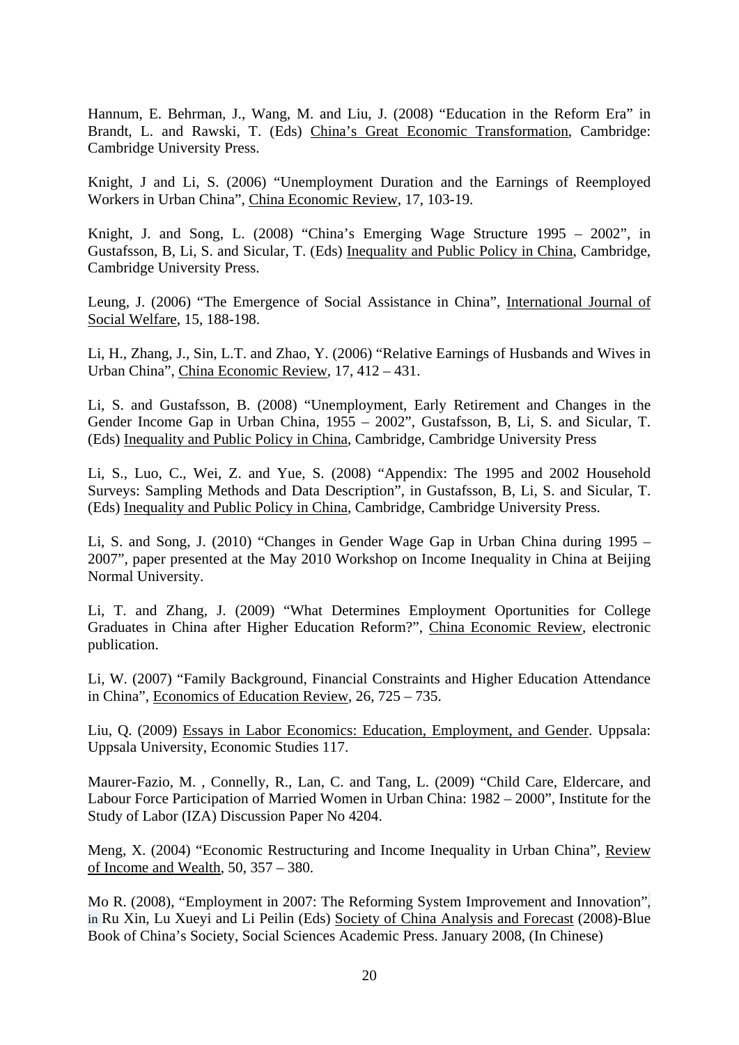Hannum, E. Behrman, J., Wang, M. and Liu, J. (2008) "Education in the Reform Era" in Brandt, L. and Rawski, T. (Eds) China's Great Economic Transformation, Cambridge: Cambridge University Press.

Knight, J and Li, S. (2006) "Unemployment Duration and the Earnings of Reemployed Workers in Urban China", China Economic Review, 17, 103-19.

Knight, J. and Song, L. (2008) "China's Emerging Wage Structure 1995 – 2002", in Gustafsson, B, Li, S. and Sicular, T. (Eds) Inequality and Public Policy in China, Cambridge, Cambridge University Press.

Leung, J. (2006) "The Emergence of Social Assistance in China", International Journal of Social Welfare, 15, 188-198.

Li, H., Zhang, J., Sin, L.T. and Zhao, Y. (2006) "Relative Earnings of Husbands and Wives in Urban China", China Economic Review, 17, 412 – 431.

Li, S. and Gustafsson, B. (2008) "Unemployment, Early Retirement and Changes in the Gender Income Gap in Urban China, 1955 – 2002", Gustafsson, B, Li, S. and Sicular, T. (Eds) Inequality and Public Policy in China, Cambridge, Cambridge University Press

Li, S., Luo, C., Wei, Z. and Yue, S. (2008) "Appendix: The 1995 and 2002 Household Surveys: Sampling Methods and Data Description", in Gustafsson, B, Li, S. and Sicular, T. (Eds) Inequality and Public Policy in China, Cambridge, Cambridge University Press.

Li, S. and Song, J. (2010) "Changes in Gender Wage Gap in Urban China during 1995 – 2007", paper presented at the May 2010 Workshop on Income Inequality in China at Beijing Normal University.

Li, T. and Zhang, J. (2009) "What Determines Employment Oportunities for College Graduates in China after Higher Education Reform?", China Economic Review, electronic publication.

Li, W. (2007) "Family Background, Financial Constraints and Higher Education Attendance in China", Economics of Education Review, 26, 725 – 735.

Liu, Q. (2009) Essays in Labor Economics: Education, Employment, and Gender. Uppsala: Uppsala University, Economic Studies 117.

Maurer-Fazio, M. , Connelly, R., Lan, C. and Tang, L. (2009) "Child Care, Eldercare, and Labour Force Participation of Married Women in Urban China: 1982 – 2000", Institute for the Study of Labor (IZA) Discussion Paper No 4204.

Meng, X. (2004) "Economic Restructuring and Income Inequality in Urban China", Review of Income and Wealth, 50, 357 – 380.

Mo R. (2008), "Employment in 2007: The Reforming System Improvement and Innovation", in Ru Xin, Lu Xueyi and Li Peilin (Eds) Society of China Analysis and Forecast (2008)-Blue Book of China's Society, Social Sciences Academic Press. January 2008, (In Chinese)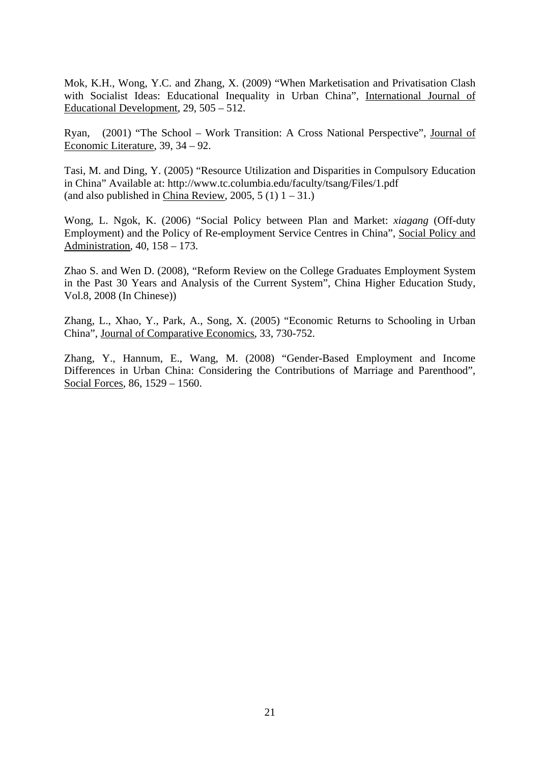Mok, K.H., Wong, Y.C. and Zhang, X. (2009) "When Marketisation and Privatisation Clash with Socialist Ideas: Educational Inequality in Urban China", International Journal of Educational Development, 29, 505 – 512.

Ryan, (2001) "The School – Work Transition: A Cross National Perspective", Journal of Economic Literature, 39, 34 – 92.

Tasi, M. and Ding, Y. (2005) "Resource Utilization and Disparities in Compulsory Education in China" Available at: http://www.tc.columbia.edu/faculty/tsang/Files/1.pdf (and also published in China Review, 2005, 5 (1) 1 – 31.)

Wong, L. Ngok, K. (2006) "Social Policy between Plan and Market: *xiagang* (Off-duty Employment) and the Policy of Re-employment Service Centres in China", Social Policy and Administration, 40, 158 – 173.

Zhao S. and Wen D. (2008), "Reform Review on the College Graduates Employment System in the Past 30 Years and Analysis of the Current System", China Higher Education Study, Vol.8, 2008 (In Chinese))

Zhang, L., Xhao, Y., Park, A., Song, X. (2005) "Economic Returns to Schooling in Urban China", Journal of Comparative Economics, 33, 730-752.

Zhang, Y., Hannum, E., Wang, M. (2008) "Gender-Based Employment and Income Differences in Urban China: Considering the Contributions of Marriage and Parenthood", Social Forces, 86, 1529 – 1560.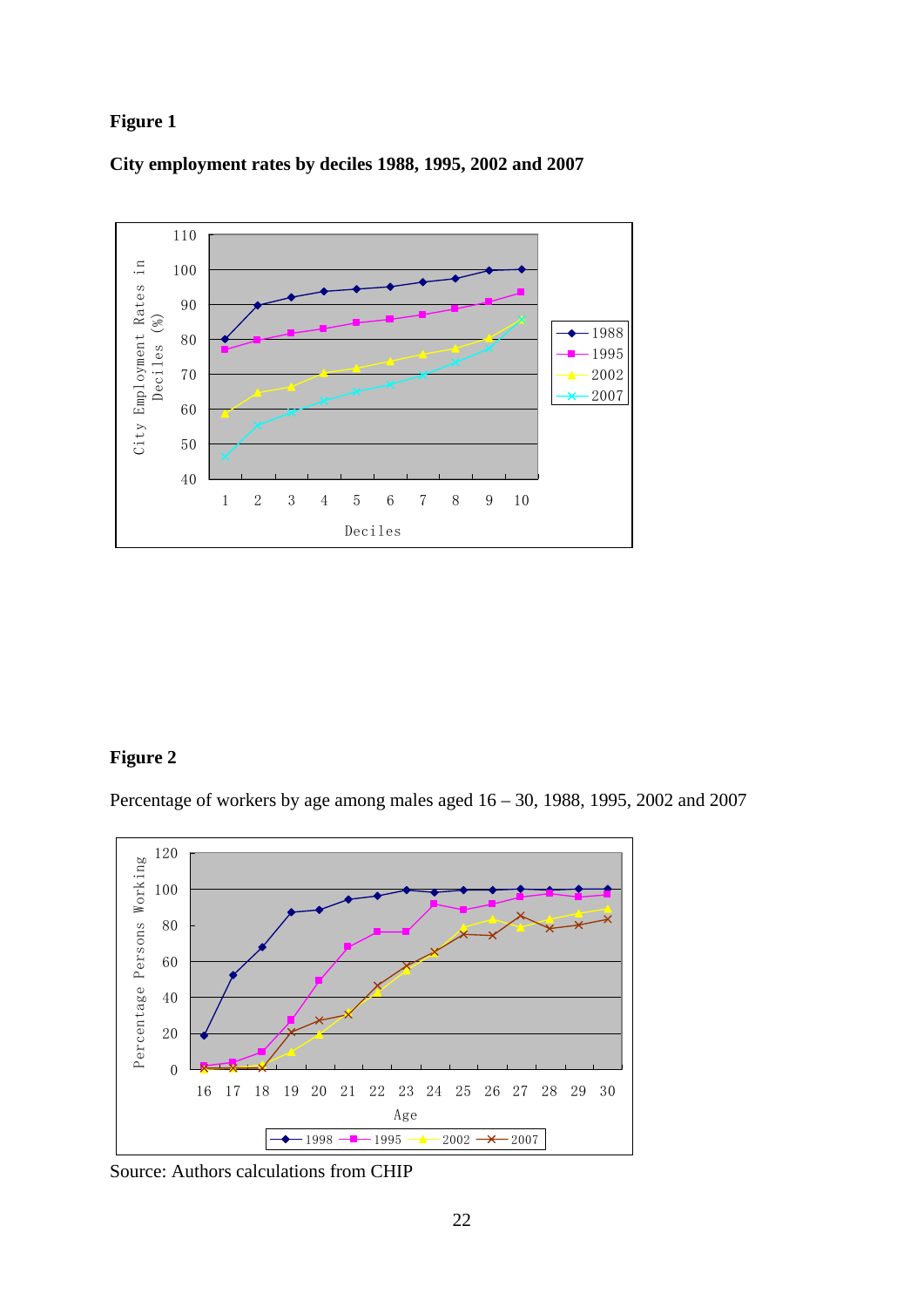**Figure 1**

**City employment rates by deciles 1988, 1995, 2002 and 2007**

**Figure 2**

Percentage of workers by age among males aged 16 – 30, 1988, 1995, 2002 and 2007

Source: Authors calculations from CHIP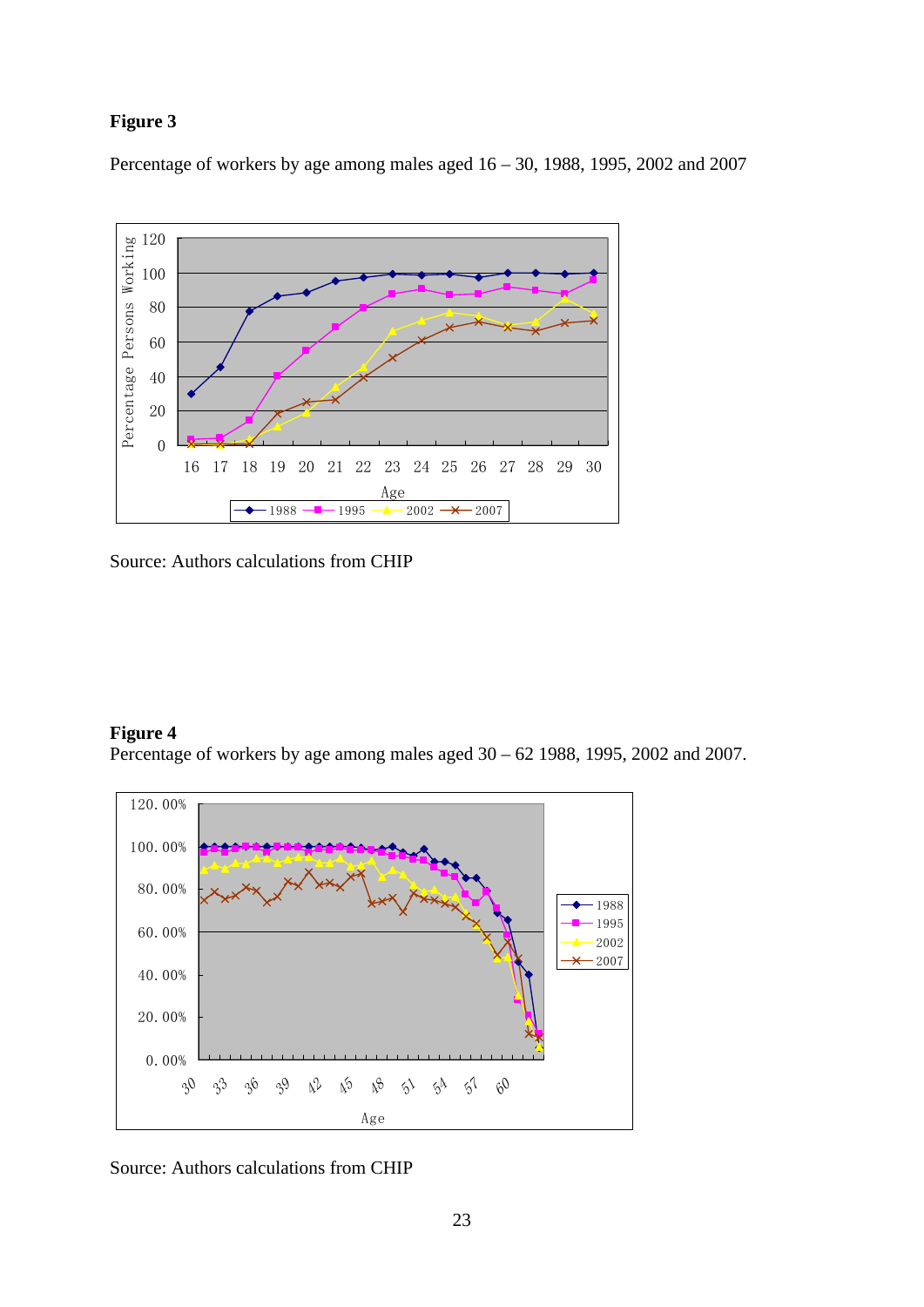**Figure 3**

Percentage of workers by age among males aged 16 – 30, 1988, 1995, 2002 and 2007

Source: Authors calculations from CHIP

**Figure 4**

Percentage of workers by age among males aged 30 – 62 1988, 1995, 2002 and 2007.

Source: Authors calculations from CHIP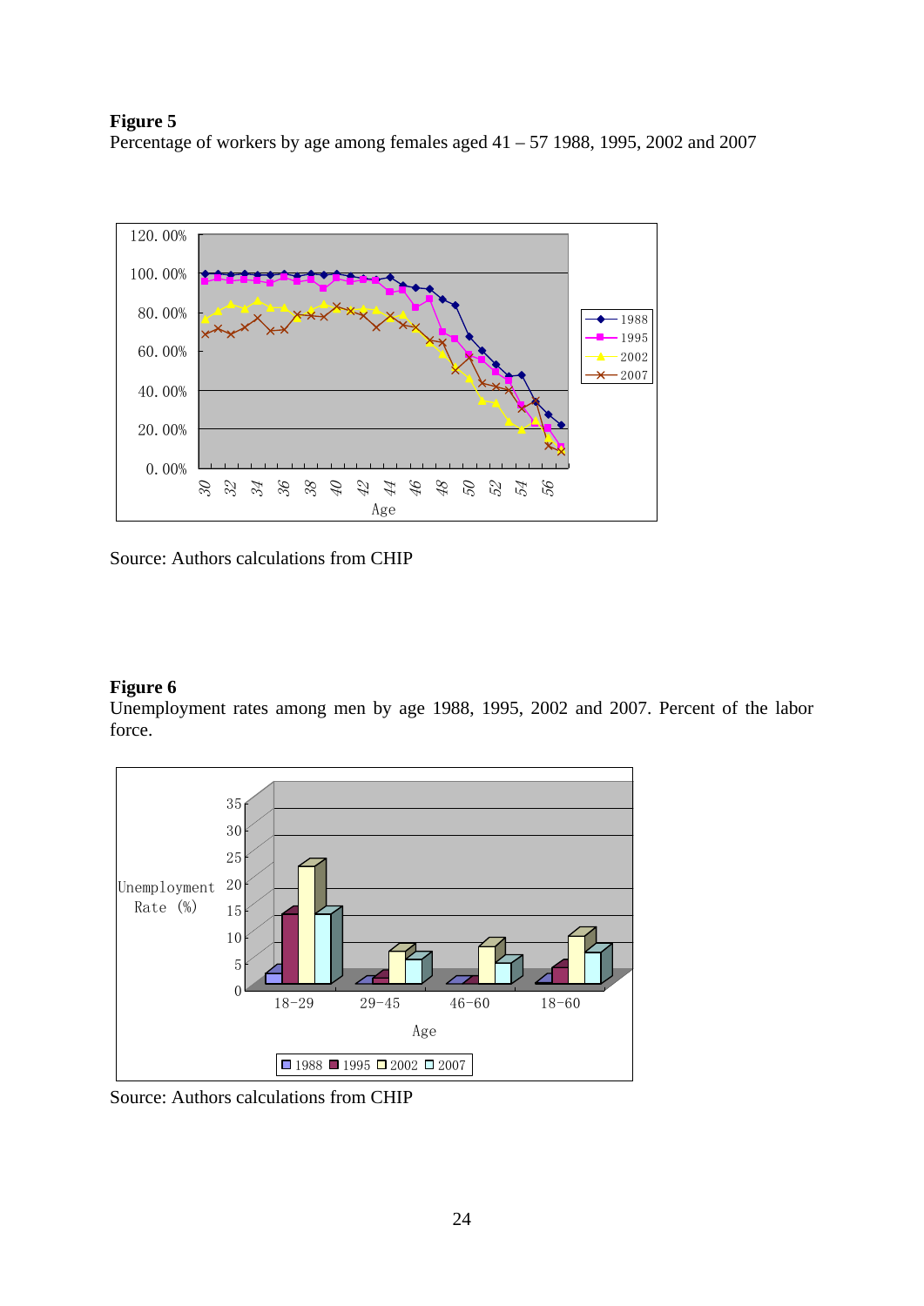**Figure 5**
Percentage of workers by age among females aged 41 – 57 1988, 1995, 2002 and 2007

Source: Authors calculations from CHIP

**Figure 6**
Unemployment rates among men by age 1988, 1995, 2002 and 2007. Percent of the labor force.

Source: Authors calculations from CHIP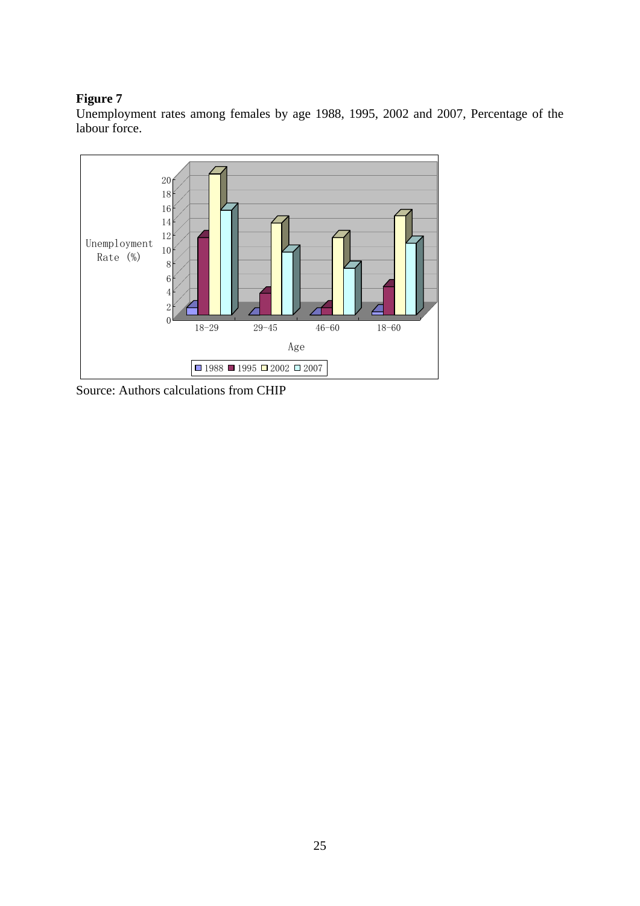**Figure 7**
Unemployment rates among females by age 1988, 1995, 2002 and 2007, Percentage of the labour force.

Source: Authors calculations from CHIP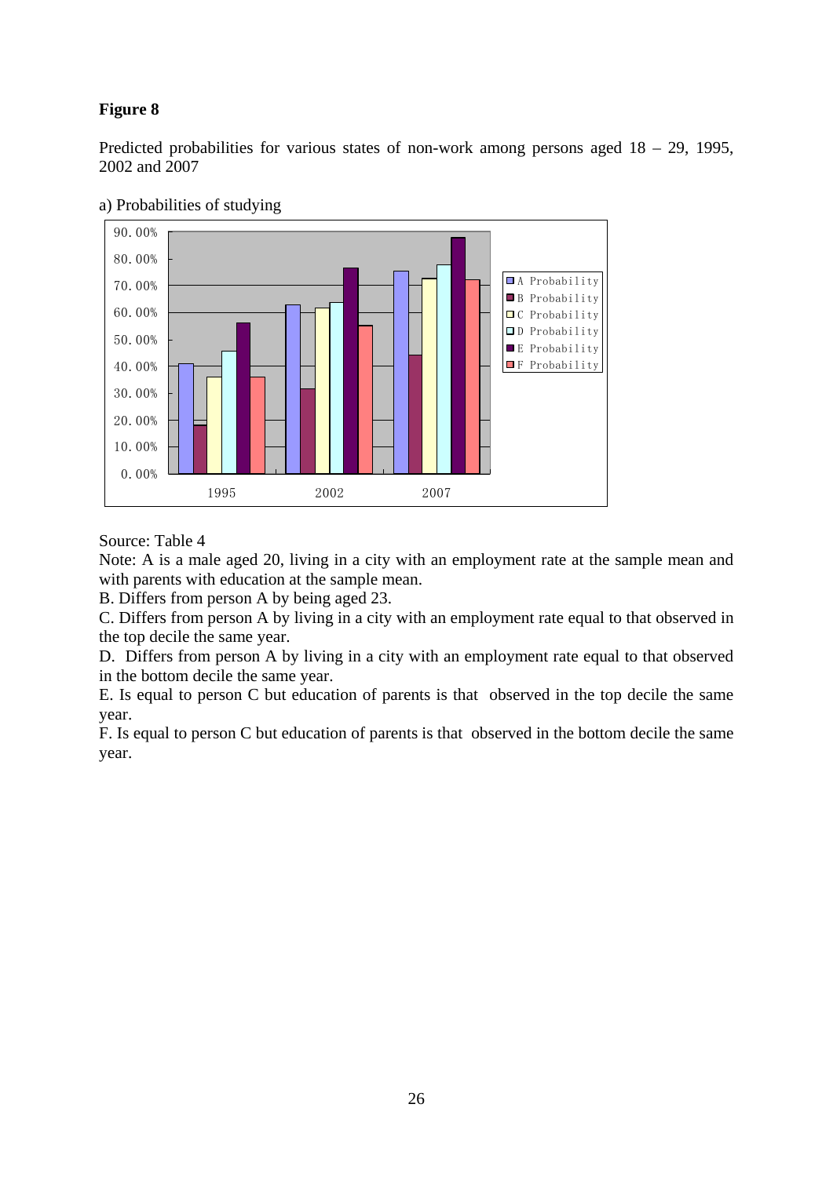**Figure 8**

Predicted probabilities for various states of non-work among persons aged 18 – 29, 1995, 2002 and 2007

a) Probabilities of studying

Source: Table 4

Note: A is a male aged 20, living in a city with an employment rate at the sample mean and with parents with education at the sample mean.

B. Differs from person A by being aged 23.

C. Differs from person A by living in a city with an employment rate equal to that observed in the top decile the same year.

D. Differs from person A by living in a city with an employment rate equal to that observed in the bottom decile the same year.

E. Is equal to person C but education of parents is that observed in the top decile the same year.

F. Is equal to person C but education of parents is that observed in the bottom decile the same year.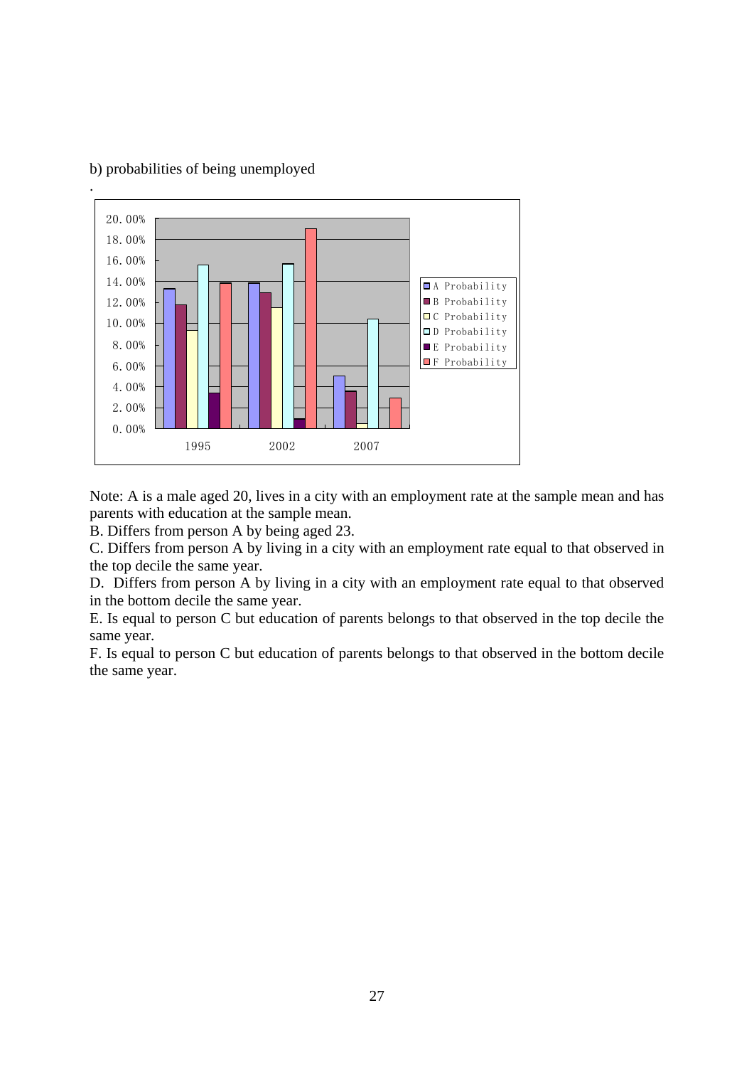b) probabilities of being unemployed

.

Note: A is a male aged 20, lives in a city with an employment rate at the sample mean and has parents with education at the sample mean.

B. Differs from person A by being aged 23.

C. Differs from person A by living in a city with an employment rate equal to that observed in the top decile the same year.

D. Differs from person A by living in a city with an employment rate equal to that observed in the bottom decile the same year.

E. Is equal to person C but education of parents belongs to that observed in the top decile the same year.

F. Is equal to person C but education of parents belongs to that observed in the bottom decile the same year.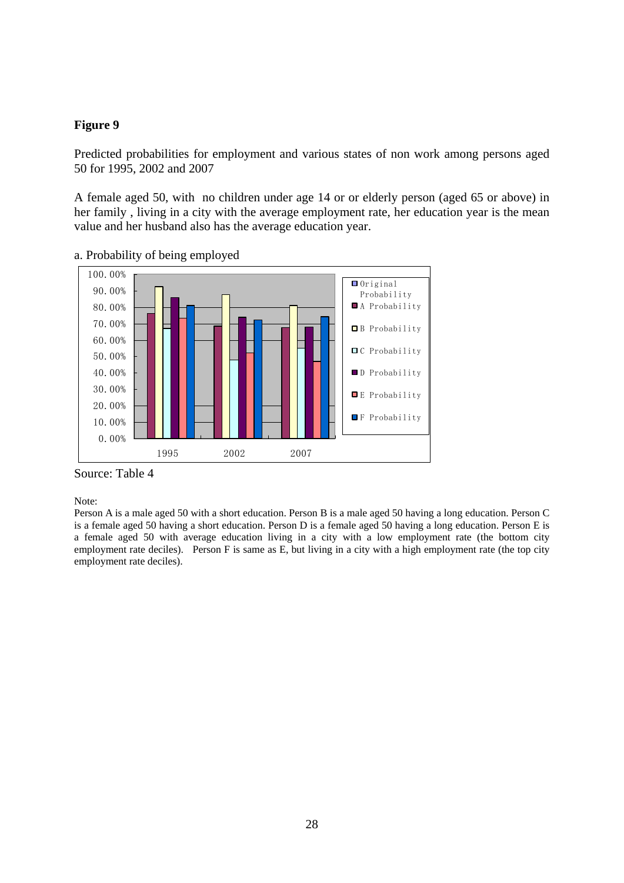**Figure 9**

Predicted probabilities for employment and various states of non work among persons aged 50 for 1995, 2002 and 2007

A female aged 50, with  no children under age 14 or or elderly person (aged 65 or above) in her family , living in a city with the average employment rate, her education year is the mean value and her husband also has the average education year.

a. Probability of being employed

Source: Table 4

Note:
Person A is a male aged 50 with a short education. Person B is a male aged 50 having a long education. Person C is a female aged 50 having a short education. Person D is a female aged 50 having a long education. Person E is a female aged 50 with average education living in a city with a low employment rate (the bottom city employment rate deciles).   Person F is same as E, but living in a city with a high employment rate (the top city employment rate deciles).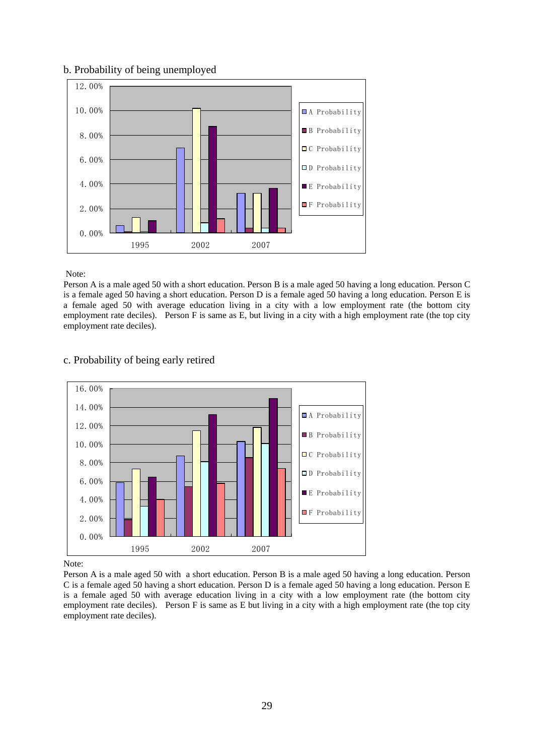b. Probability of being unemployed

Note:

Person A is a male aged 50 with a short education. Person B is a male aged 50 having a long education. Person C is a female aged 50 having a short education. Person D is a female aged 50 having a long education. Person E is a female aged 50 with average education living in a city with a low employment rate (the bottom city employment rate deciles). Person F is same as E, but living in a city with a high employment rate (the top city employment rate deciles).

c. Probability of being early retired

Note:

Person A is a male aged 50 with a short education. Person B is a male aged 50 having a long education. Person C is a female aged 50 having a short education. Person D is a female aged 50 having a long education. Person E is a female aged 50 with average education living in a city with a low employment rate (the bottom city employment rate deciles). Person F is same as E but living in a city with a high employment rate (the top city employment rate deciles).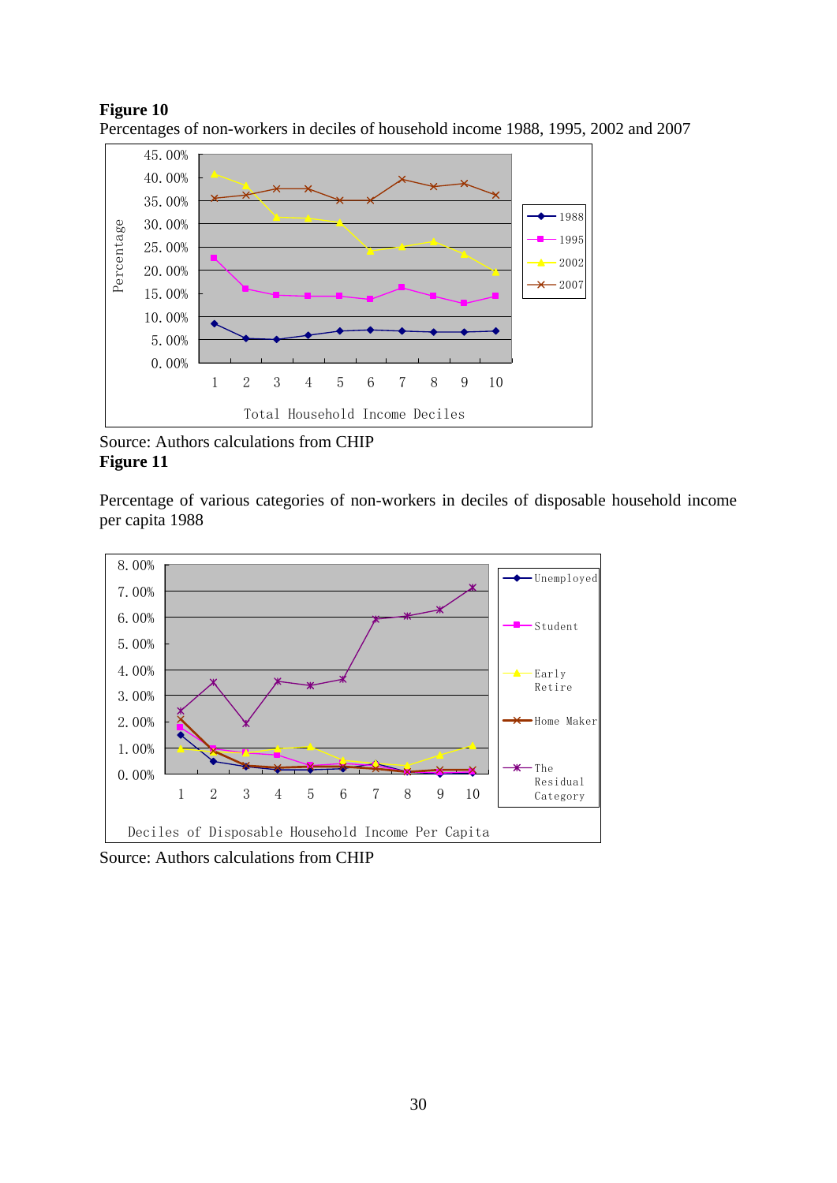**Figure 10**

Percentages of non-workers in deciles of household income 1988, 1995, 2002 and 2007

Source: Authors calculations from CHIP

**Figure 11**

Percentage of various categories of non-workers in deciles of disposable household income per capita 1988

Source: Authors calculations from CHIP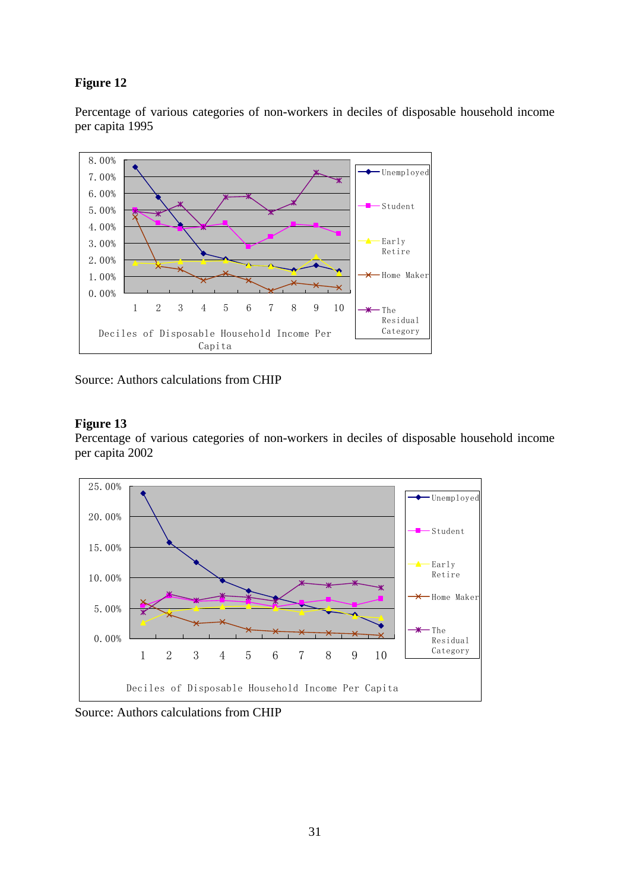**Figure 12**

Percentage of various categories of non-workers in deciles of disposable household income per capita 1995

Source: Authors calculations from CHIP

**Figure 13**

Percentage of various categories of non-workers in deciles of disposable household income per capita 2002

Source: Authors calculations from CHIP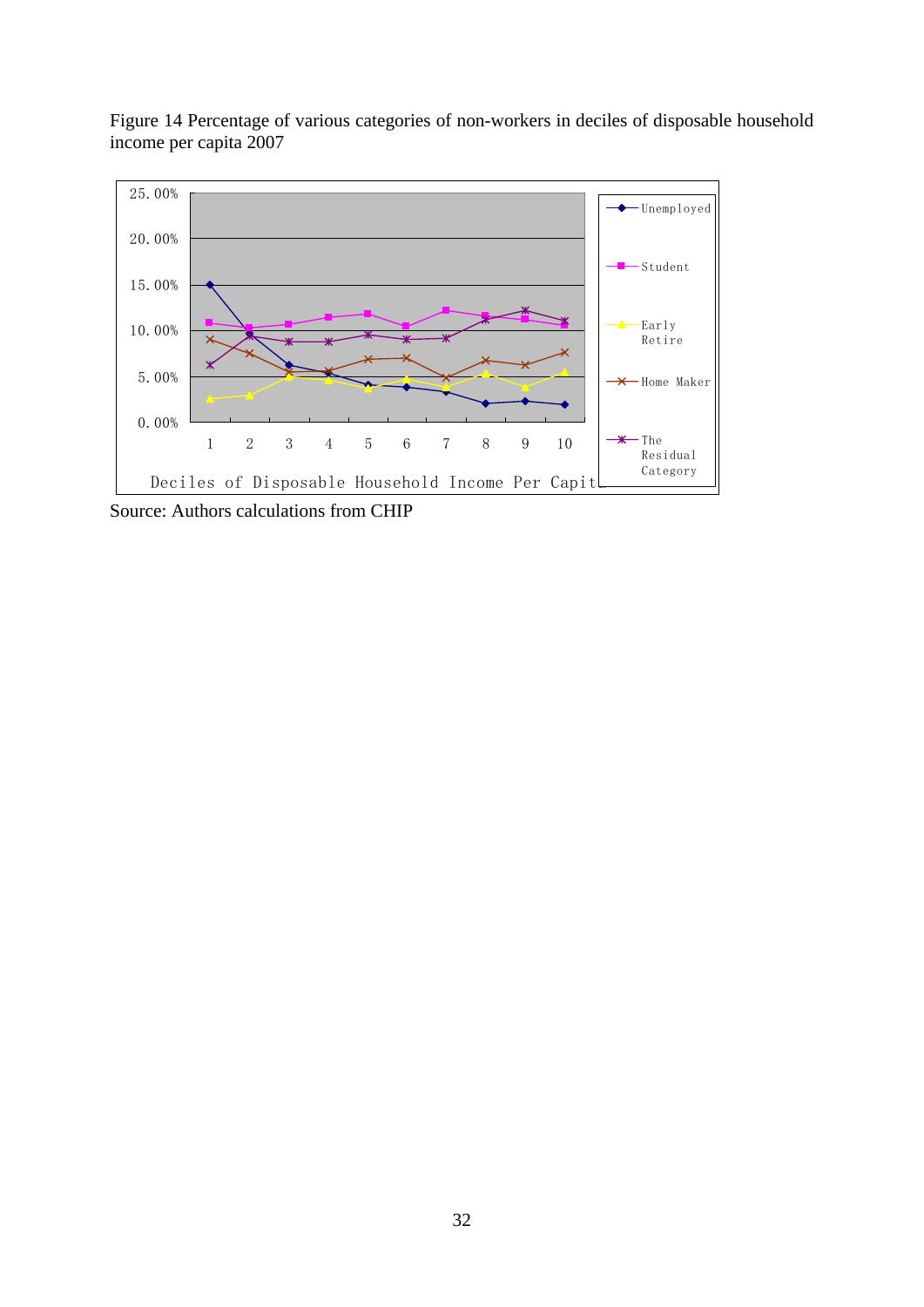Figure 14 Percentage of various categories of non-workers in deciles of disposable household income per capita 2007

Source: Authors calculations from CHIP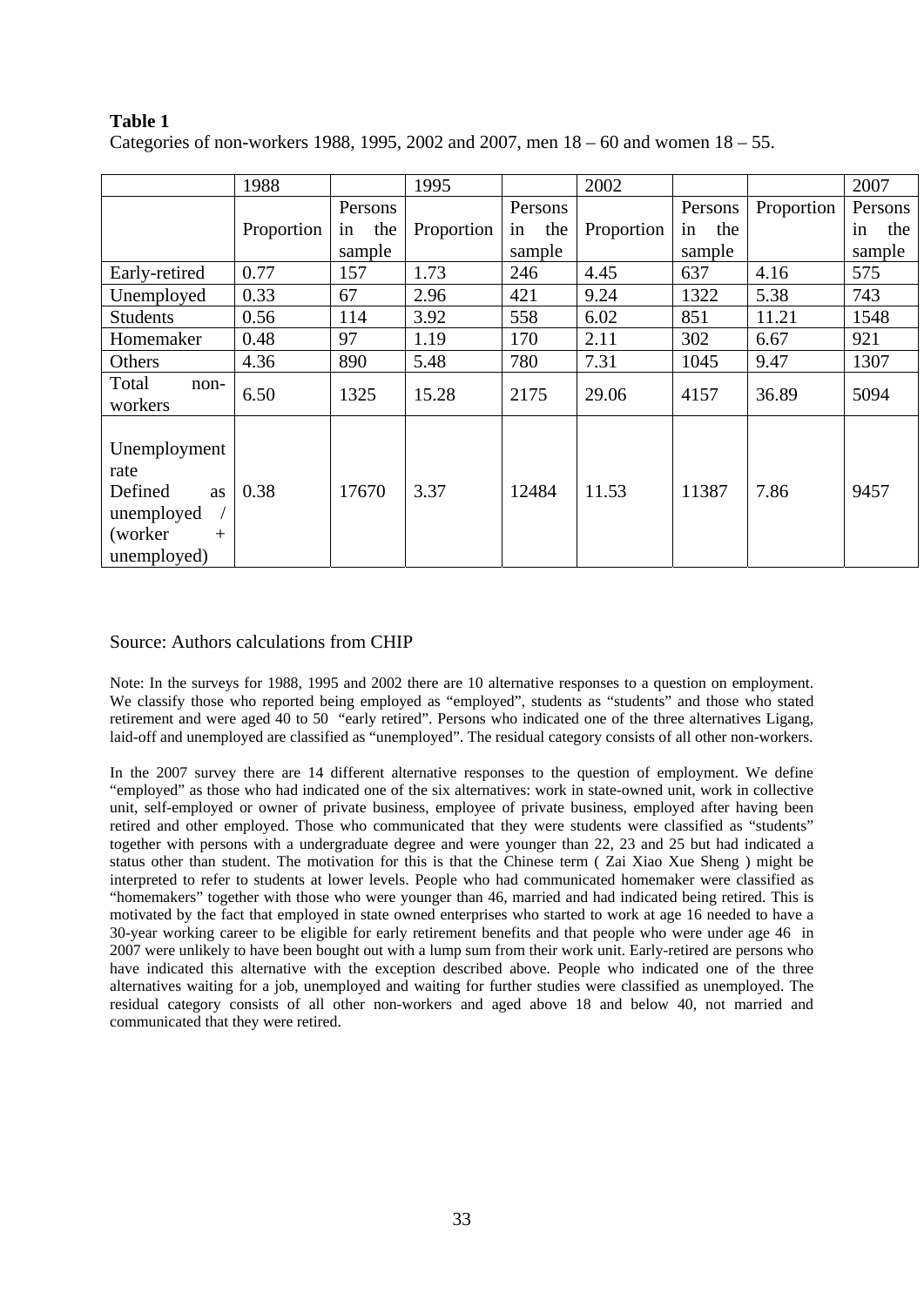**Table 1**
Categories of non-workers 1988, 1995, 2002 and 2007, men 18 – 60 and women 18 – 55.

| | 1988 | | 1995 | | 2002 | | | 2007 |
|---|---|---|---|---|---|---|---|---|
| | Proportion | Persons in the sample | Proportion | Persons in the sample | Proportion | Persons in the sample | Proportion | Persons in the sample |
| Early-retired | 0.77 | 157 | 1.73 | 246 | 4.45 | 637 | 4.16 | 575 |
| Unemployed | 0.33 | 67 | 2.96 | 421 | 9.24 | 1322 | 5.38 | 743 |
| Students | 0.56 | 114 | 3.92 | 558 | 6.02 | 851 | 11.21 | 1548 |
| Homemaker | 0.48 | 97 | 1.19 | 170 | 2.11 | 302 | 6.67 | 921 |
| Others | 4.36 | 890 | 5.48 | 780 | 7.31 | 1045 | 9.47 | 1307 |
| Total non-workers | 6.50 | 1325 | 15.28 | 2175 | 29.06 | 4157 | 36.89 | 5094 |
| Unemployment rate Defined as unemployed / (worker + unemployed) | 0.38 | 17670 | 3.37 | 12484 | 11.53 | 11387 | 7.86 | 9457 |

Source: Authors calculations from CHIP

Note: In the surveys for 1988, 1995 and 2002 there are 10 alternative responses to a question on employment. We classify those who reported being employed as "employed", students as "students" and those who stated retirement and were aged 40 to 50 "early retired". Persons who indicated one of the three alternatives Ligang, laid-off and unemployed are classified as "unemployed". The residual category consists of all other non-workers.

In the 2007 survey there are 14 different alternative responses to the question of employment. We define "employed" as those who had indicated one of the six alternatives: work in state-owned unit, work in collective unit, self-employed or owner of private business, employee of private business, employed after having been retired and other employed. Those who communicated that they were students were classified as "students" together with persons with a undergraduate degree and were younger than 22, 23 and 25 but had indicated a status other than student. The motivation for this is that the Chinese term ( Zai Xiao Xue Sheng ) might be interpreted to refer to students at lower levels. People who had communicated homemaker were classified as "homemakers" together with those who were younger than 46, married and had indicated being retired. This is motivated by the fact that employed in state owned enterprises who started to work at age 16 needed to have a 30-year working career to be eligible for early retirement benefits and that people who were under age 46 in 2007 were unlikely to have been bought out with a lump sum from their work unit. Early-retired are persons who have indicated this alternative with the exception described above. People who indicated one of the three alternatives waiting for a job, unemployed and waiting for further studies were classified as unemployed. The residual category consists of all other non-workers and aged above 18 and below 40, not married and communicated that they were retired.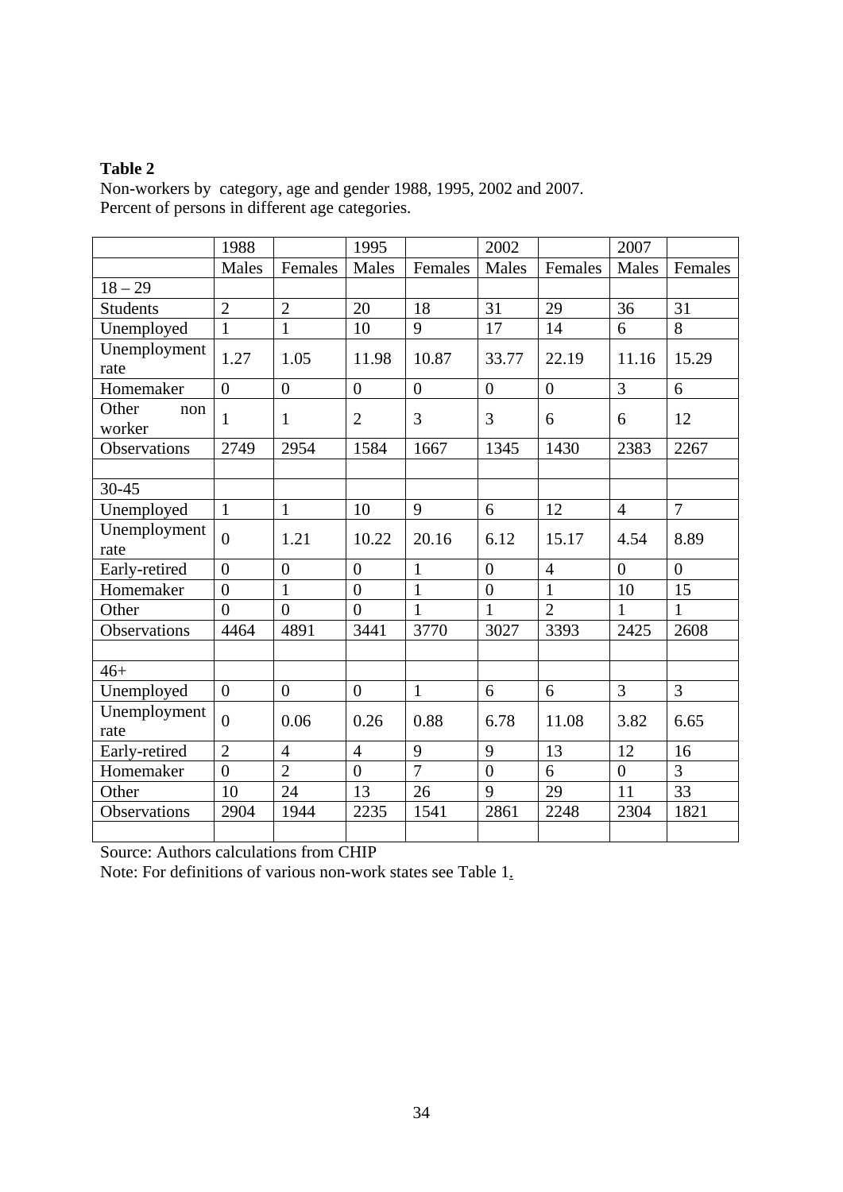**Table 2**

Non-workers by category, age and gender 1988, 1995, 2002 and 2007.
Percent of persons in different age categories.

| | 1988 | | 1995 | | 2002 | | 2007 | |
|---|---|---|---|---|---|---|---|---|
| | Males | Females | Males | Females | Males | Females | Males | Females |
| 18 – 29 | | | | | | | | |
| Students | 2 | 2 | 20 | 18 | 31 | 29 | 36 | 31 |
| Unemployed | 1 | 1 | 10 | 9 | 17 | 14 | 6 | 8 |
| Unemployment rate | 1.27 | 1.05 | 11.98 | 10.87 | 33.77 | 22.19 | 11.16 | 15.29 |
| Homemaker | 0 | 0 | 0 | 0 | 0 | 0 | 3 | 6 |
| Other non worker | 1 | 1 | 2 | 3 | 3 | 6 | 6 | 12 |
| Observations | 2749 | 2954 | 1584 | 1667 | 1345 | 1430 | 2383 | 2267 |
| | | | | | | | | |
| 30-45 | | | | | | | | |
| Unemployed | 1 | 1 | 10 | 9 | 6 | 12 | 4 | 7 |
| Unemployment rate | 0 | 1.21 | 10.22 | 20.16 | 6.12 | 15.17 | 4.54 | 8.89 |
| Early-retired | 0 | 0 | 0 | 1 | 0 | 4 | 0 | 0 |
| Homemaker | 0 | 1 | 0 | 1 | 0 | 1 | 10 | 15 |
| Other | 0 | 0 | 0 | 1 | 1 | 2 | 1 | 1 |
| Observations | 4464 | 4891 | 3441 | 3770 | 3027 | 3393 | 2425 | 2608 |
| | | | | | | | | |
| 46+ | | | | | | | | |
| Unemployed | 0 | 0 | 0 | 1 | 6 | 6 | 3 | 3 |
| Unemployment rate | 0 | 0.06 | 0.26 | 0.88 | 6.78 | 11.08 | 3.82 | 6.65 |
| Early-retired | 2 | 4 | 4 | 9 | 9 | 13 | 12 | 16 |
| Homemaker | 0 | 2 | 0 | 7 | 0 | 6 | 0 | 3 |
| Other | 10 | 24 | 13 | 26 | 9 | 29 | 11 | 33 |
| Observations | 2904 | 1944 | 2235 | 1541 | 2861 | 2248 | 2304 | 1821 |

Source: Authors calculations from CHIP

Note: For definitions of various non-work states see Table 1.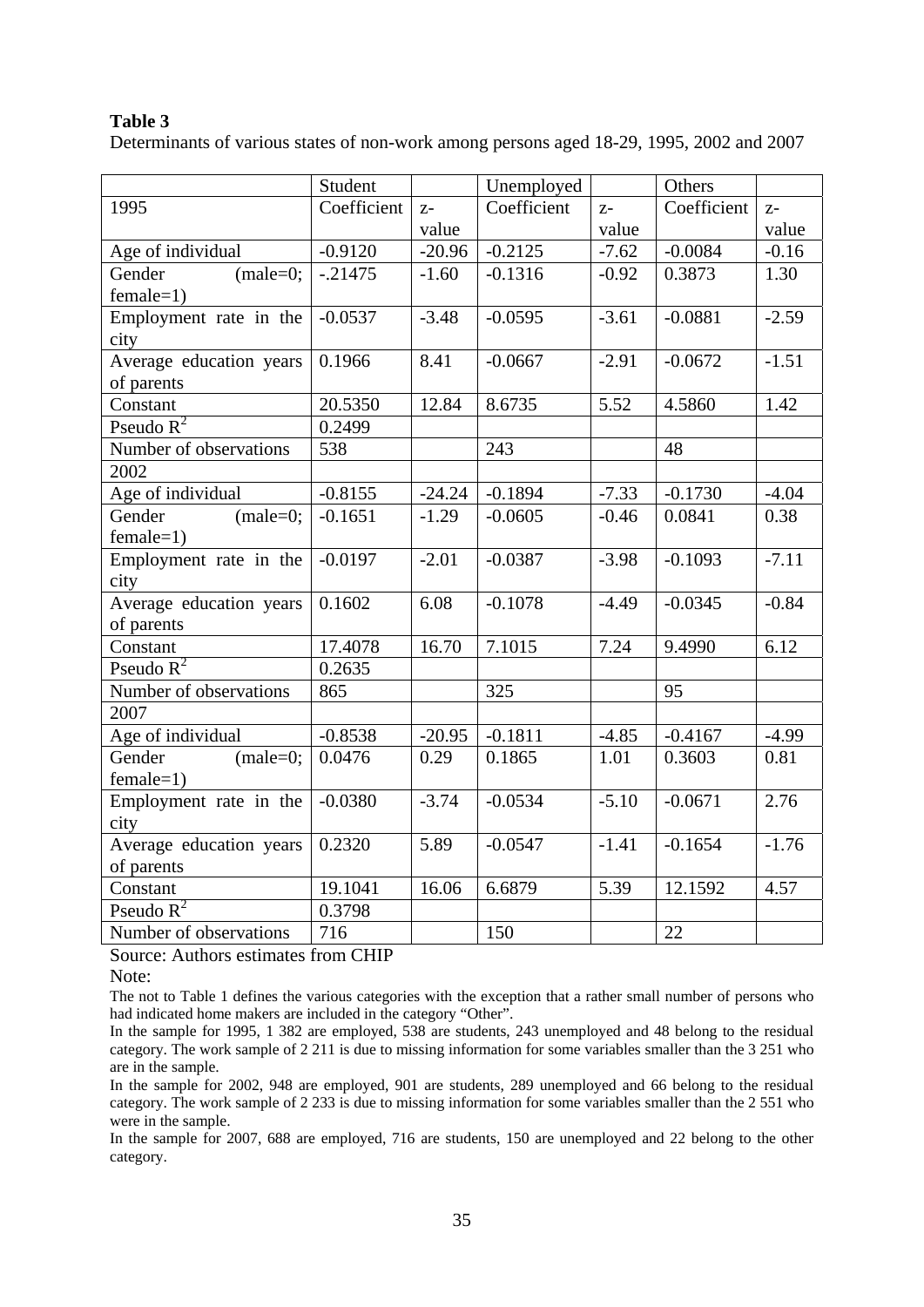**Table 3**

Determinants of various states of non-work among persons aged 18-29, 1995, 2002 and 2007

| | Student | | Unemployed | | Others | |
|---|---|---|---|---|---|---|
| 1995 | Coefficient | z-value | Coefficient | z-value | Coefficient | z-value |
| Age of individual | -0.9120 | -20.96 | -0.2125 | -7.62 | -0.0084 | -0.16 |
| Gender (male=0; female=1) | -.21475 | -1.60 | -0.1316 | -0.92 | 0.3873 | 1.30 |
| Employment rate in the city | -0.0537 | -3.48 | -0.0595 | -3.61 | -0.0881 | -2.59 |
| Average education years of parents | 0.1966 | 8.41 | -0.0667 | -2.91 | -0.0672 | -1.51 |
| Constant | 20.5350 | 12.84 | 8.6735 | 5.52 | 4.5860 | 1.42 |
| Pseudo $R^2$ | 0.2499 | | | | | |
| Number of observations | 538 | | 243 | | 48 | |
| 2002 | | | | | | |
| Age of individual | -0.8155 | -24.24 | -0.1894 | -7.33 | -0.1730 | -4.04 |
| Gender (male=0; female=1) | -0.1651 | -1.29 | -0.0605 | -0.46 | 0.0841 | 0.38 |
| Employment rate in the city | -0.0197 | -2.01 | -0.0387 | -3.98 | -0.1093 | -7.11 |
| Average education years of parents | 0.1602 | 6.08 | -0.1078 | -4.49 | -0.0345 | -0.84 |
| Constant | 17.4078 | 16.70 | 7.1015 | 7.24 | 9.4990 | 6.12 |
| Pseudo $R^2$ | 0.2635 | | | | | |
| Number of observations | 865 | | 325 | | 95 | |
| 2007 | | | | | | |
| Age of individual | -0.8538 | -20.95 | -0.1811 | -4.85 | -0.4167 | -4.99 |
| Gender (male=0; female=1) | 0.0476 | 0.29 | 0.1865 | 1.01 | 0.3603 | 0.81 |
| Employment rate in the city | -0.0380 | -3.74 | -0.0534 | -5.10 | -0.0671 | 2.76 |
| Average education years of parents | 0.2320 | 5.89 | -0.0547 | -1.41 | -0.1654 | -1.76 |
| Constant | 19.1041 | 16.06 | 6.6879 | 5.39 | 12.1592 | 4.57 |
| Pseudo $R^2$ | 0.3798 | | | | | |
| Number of observations | 716 | | 150 | | 22 | |

Source: Authors estimates from CHIP

Note:

The not to Table 1 defines the various categories with the exception that a rather small number of persons who had indicated home makers are included in the category "Other".

In the sample for 1995, 1 382 are employed, 538 are students, 243 unemployed and 48 belong to the residual category. The work sample of 2 211 is due to missing information for some variables smaller than the 3 251 who are in the sample.

In the sample for 2002, 948 are employed, 901 are students, 289 unemployed and 66 belong to the residual category. The work sample of 2 233 is due to missing information for some variables smaller than the 2 551 who were in the sample.

In the sample for 2007, 688 are employed, 716 are students, 150 are unemployed and 22 belong to the other category.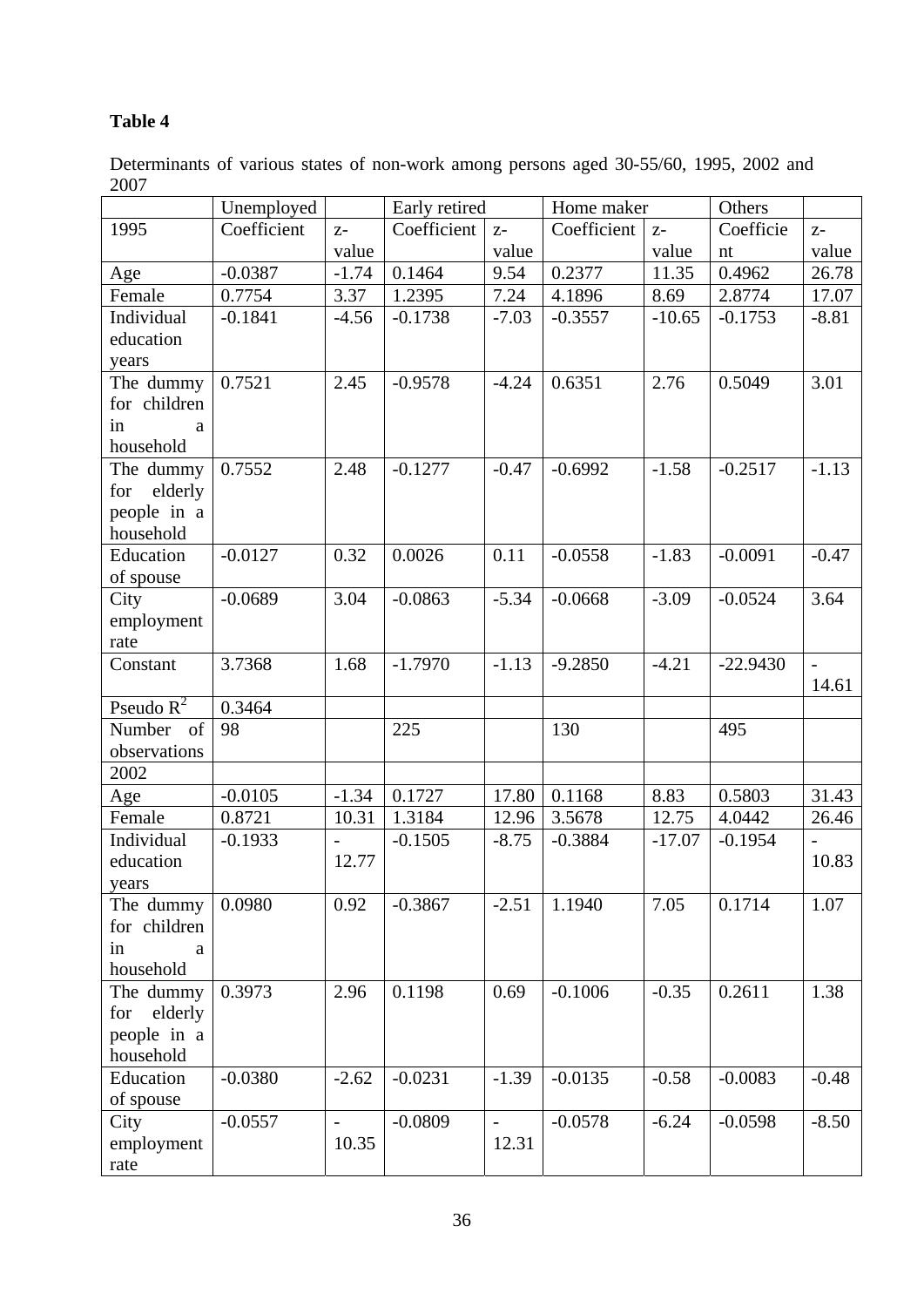**Table 4**

Determinants of various states of non-work among persons aged 30-55/60, 1995, 2002 and 2007

| | Unemployed | | Early retired | | Home maker | | Others | |
|---|---|---|---|---|---|---|---|---|
| 1995 | Coefficient | z-value | Coefficient | z-value | Coefficient | z-value | Coefficient | z-value |
| Age | -0.0387 | -1.74 | 0.1464 | 9.54 | 0.2377 | 11.35 | 0.4962 | 26.78 |
| Female | 0.7754 | 3.37 | 1.2395 | 7.24 | 4.1896 | 8.69 | 2.8774 | 17.07 |
| Individual education years | -0.1841 | -4.56 | -0.1738 | -7.03 | -0.3557 | -10.65 | -0.1753 | -8.81 |
| The dummy for children in a household | 0.7521 | 2.45 | -0.9578 | -4.24 | 0.6351 | 2.76 | 0.5049 | 3.01 |
| The dummy for elderly people in a household | 0.7552 | 2.48 | -0.1277 | -0.47 | -0.6992 | -1.58 | -0.2517 | -1.13 |
| Education of spouse | -0.0127 | 0.32 | 0.0026 | 0.11 | -0.0558 | -1.83 | -0.0091 | -0.47 |
| City employment rate | -0.0689 | 3.04 | -0.0863 | -5.34 | -0.0668 | -3.09 | -0.0524 | 3.64 |
| Constant | 3.7368 | 1.68 | -1.7970 | -1.13 | -9.2850 | -4.21 | -22.9430 | -14.61 |
| Pseudo $R^2$ | 0.3464 | | | | | | | |
| Number of observations | 98 | | 225 | | 130 | | 495 | |
| 2002 | | | | | | | | |
| Age | -0.0105 | -1.34 | 0.1727 | 17.80 | 0.1168 | 8.83 | 0.5803 | 31.43 |
| Female | 0.8721 | 10.31 | 1.3184 | 12.96 | 3.5678 | 12.75 | 4.0442 | 26.46 |
| Individual education years | -0.1933 | -12.77 | -0.1505 | -8.75 | -0.3884 | -17.07 | -0.1954 | -10.83 |
| The dummy for children in a household | 0.0980 | 0.92 | -0.3867 | -2.51 | 1.1940 | 7.05 | 0.1714 | 1.07 |
| The dummy for elderly people in a household | 0.3973 | 2.96 | 0.1198 | 0.69 | -0.1006 | -0.35 | 0.2611 | 1.38 |
| Education of spouse | -0.0380 | -2.62 | -0.0231 | -1.39 | -0.0135 | -0.58 | -0.0083 | -0.48 |
| City employment rate | -0.0557 | -10.35 | -0.0809 | -12.31 | -0.0578 | -6.24 | -0.0598 | -8.50 |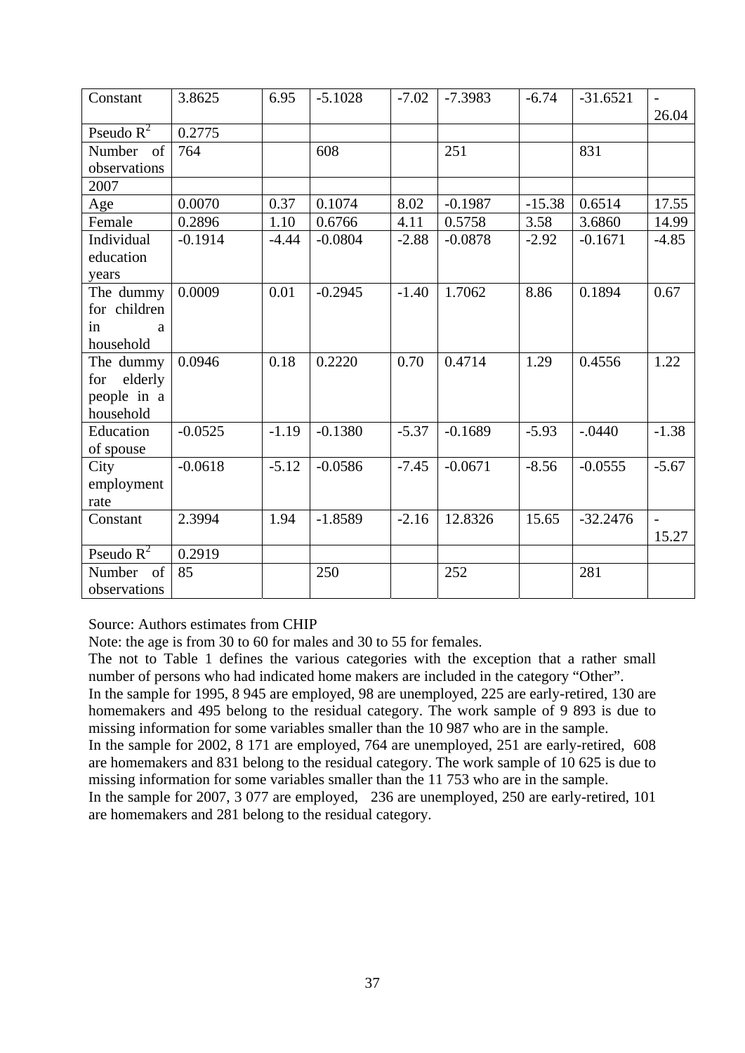| Constant | 3.8625 | 6.95 | -5.1028 | -7.02 | -7.3983 | -6.74 | -31.6521 | -26.04 |
|---|---|---|---|---|---|---|---|---|
| Pseudo $R^2$ | 0.2775 | | | | | | | |
| Number of observations | 764 | | 608 | | 251 | | 831 | |
| 2007 | | | | | | | | |
| Age | 0.0070 | 0.37 | 0.1074 | 8.02 | -0.1987 | -15.38 | 0.6514 | 17.55 |
| Female | 0.2896 | 1.10 | 0.6766 | 4.11 | 0.5758 | 3.58 | 3.6860 | 14.99 |
| Individual education years | -0.1914 | -4.44 | -0.0804 | -2.88 | -0.0878 | -2.92 | -0.1671 | -4.85 |
| The dummy for children in a household | 0.0009 | 0.01 | -0.2945 | -1.40 | 1.7062 | 8.86 | 0.1894 | 0.67 |
| The dummy for elderly people in a household | 0.0946 | 0.18 | 0.2220 | 0.70 | 0.4714 | 1.29 | 0.4556 | 1.22 |
| Education of spouse | -0.0525 | -1.19 | -0.1380 | -5.37 | -0.1689 | -5.93 | -.0440 | -1.38 |
| City employment rate | -0.0618 | -5.12 | -0.0586 | -7.45 | -0.0671 | -8.56 | -0.0555 | -5.67 |
| Constant | 2.3994 | 1.94 | -1.8589 | -2.16 | 12.8326 | 15.65 | -32.2476 | -15.27 |
| Pseudo $R^2$ | 0.2919 | | | | | | | |
| Number of observations | 85 | | 250 | | 252 | | 281 | |

Source: Authors estimates from CHIP

Note: the age is from 30 to 60 for males and 30 to 55 for females.

The not to Table 1 defines the various categories with the exception that a rather small number of persons who had indicated home makers are included in the category "Other".

In the sample for 1995, 8 945 are employed, 98 are unemployed, 225 are early-retired, 130 are homemakers and 495 belong to the residual category. The work sample of 9 893 is due to missing information for some variables smaller than the 10 987 who are in the sample.

In the sample for 2002, 8 171 are employed, 764 are unemployed, 251 are early-retired, 608 are homemakers and 831 belong to the residual category. The work sample of 10 625 is due to missing information for some variables smaller than the 11 753 who are in the sample.

In the sample for 2007, 3 077 are employed, 236 are unemployed, 250 are early-retired, 101 are homemakers and 281 belong to the residual category.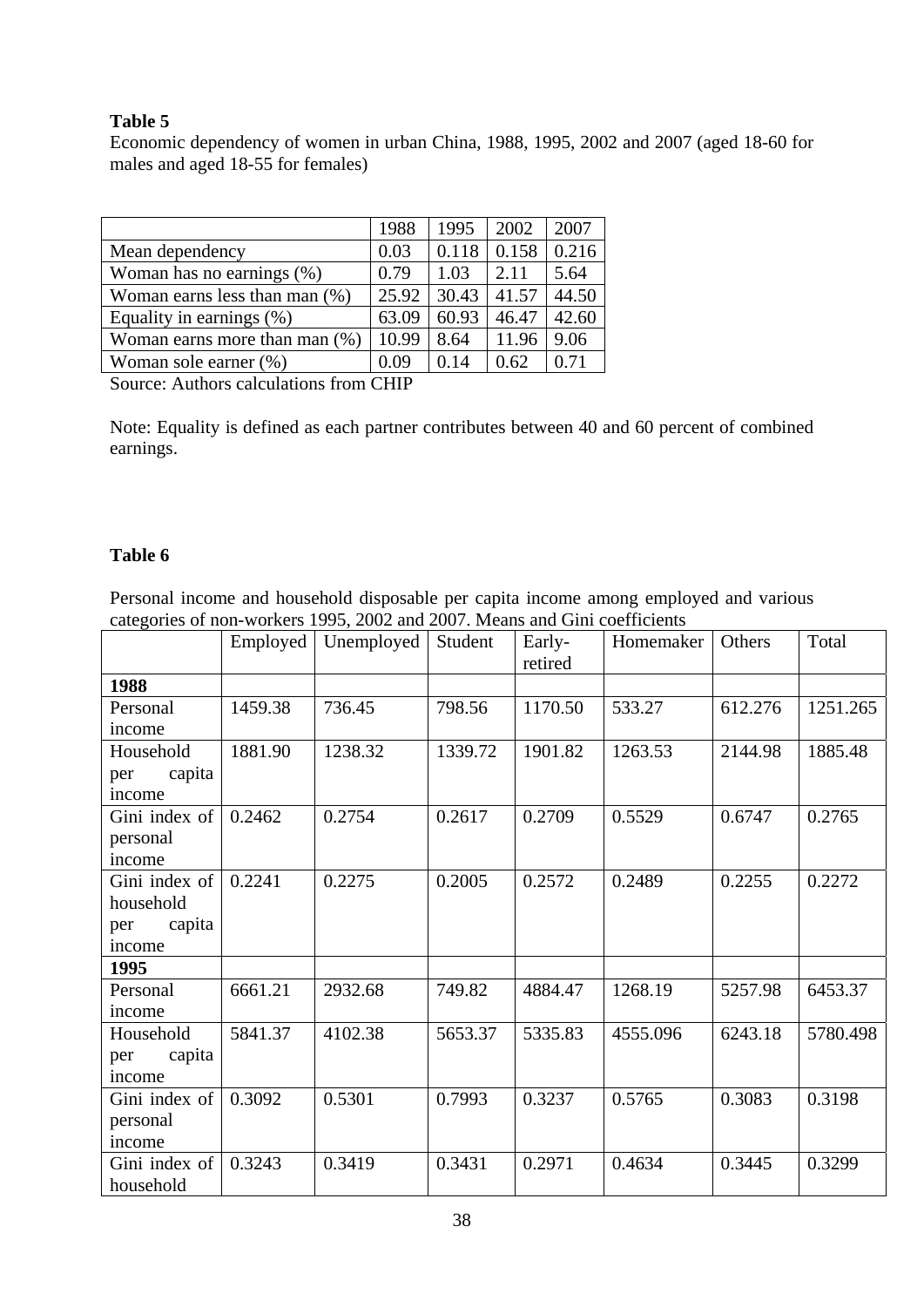**Table 5**

Economic dependency of women in urban China, 1988, 1995, 2002 and 2007 (aged 18-60 for males and aged 18-55 for females)

| | 1988 | 1995 | 2002 | 2007 |
|---|---|---|---|---|
| Mean dependency | 0.03 | 0.118 | 0.158 | 0.216 |
| Woman has no earnings (%) | 0.79 | 1.03 | 2.11 | 5.64 |
| Woman earns less than man (%) | 25.92 | 30.43 | 41.57 | 44.50 |
| Equality in earnings (%) | 63.09 | 60.93 | 46.47 | 42.60 |
| Woman earns more than man (%) | 10.99 | 8.64 | 11.96 | 9.06 |
| Woman sole earner (%) | 0.09 | 0.14 | 0.62 | 0.71 |

Source: Authors calculations from CHIP

Note: Equality is defined as each partner contributes between 40 and 60 percent of combined earnings.

**Table 6**

Personal income and household disposable per capita income among employed and various categories of non-workers 1995, 2002 and 2007. Means and Gini coefficients

| | Employed | Unemployed | Student | Early-retired | Homemaker | Others | Total |
|---|---|---|---|---|---|---|---|
| **1988** | | | | | | | |
| Personal income | 1459.38 | 736.45 | 798.56 | 1170.50 | 533.27 | 612.276 | 1251.265 |
| Household per capita income | 1881.90 | 1238.32 | 1339.72 | 1901.82 | 1263.53 | 2144.98 | 1885.48 |
| Gini index of personal income | 0.2462 | 0.2754 | 0.2617 | 0.2709 | 0.5529 | 0.6747 | 0.2765 |
| Gini index of household per capita income | 0.2241 | 0.2275 | 0.2005 | 0.2572 | 0.2489 | 0.2255 | 0.2272 |
| **1995** | | | | | | | |
| Personal income | 6661.21 | 2932.68 | 749.82 | 4884.47 | 1268.19 | 5257.98 | 6453.37 |
| Household per capita income | 5841.37 | 4102.38 | 5653.37 | 5335.83 | 4555.096 | 6243.18 | 5780.498 |
| Gini index of personal income | 0.3092 | 0.5301 | 0.7993 | 0.3237 | 0.5765 | 0.3083 | 0.3198 |
| Gini index of household | 0.3243 | 0.3419 | 0.3431 | 0.2971 | 0.4634 | 0.3445 | 0.3299 |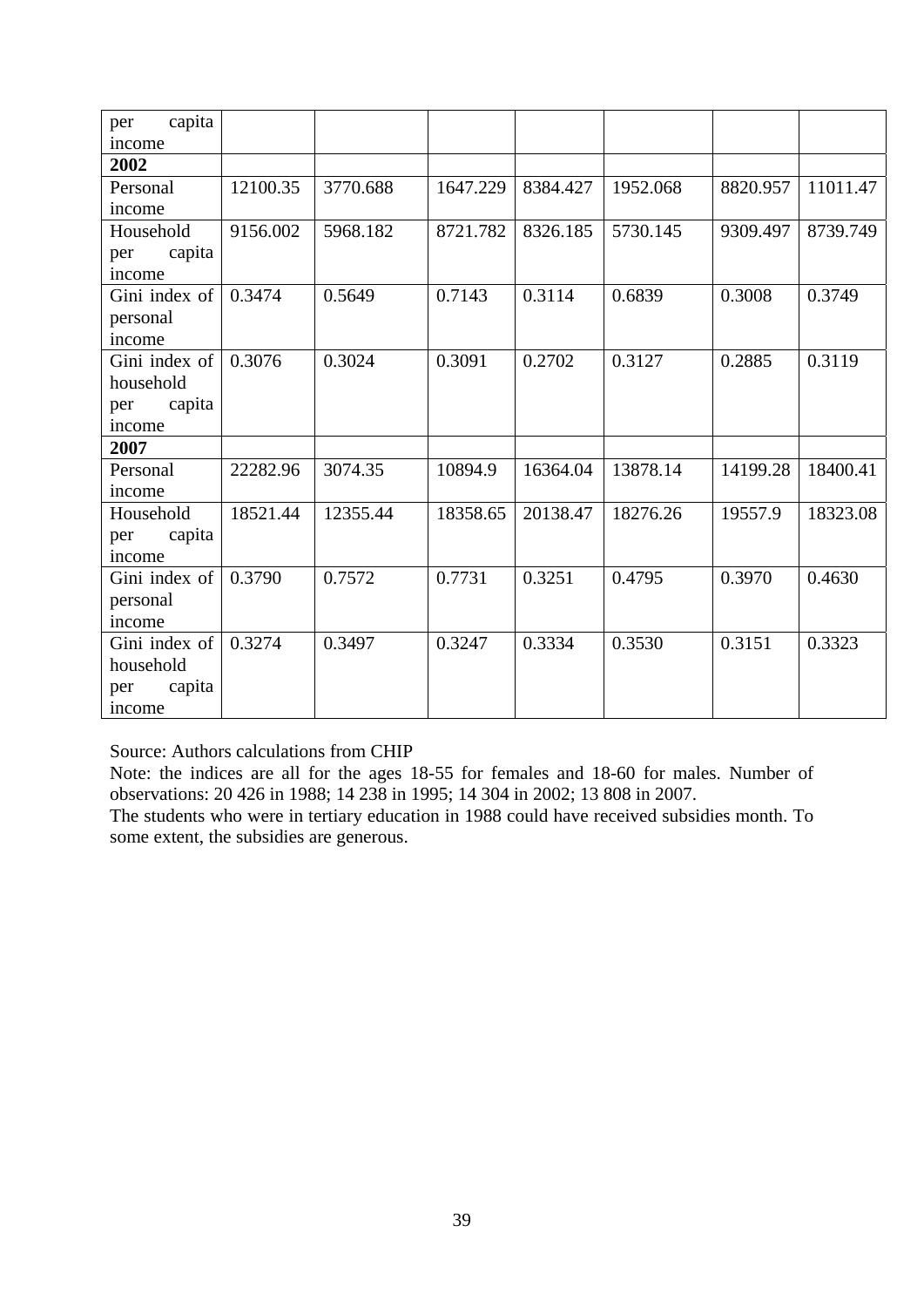| | | | | | | | |
|---|---|---|---|---|---|---|---|
| per capita income | | | | | | | |
| **2002** | | | | | | | |
| Personal income | 12100.35 | 3770.688 | 1647.229 | 8384.427 | 1952.068 | 8820.957 | 11011.47 |
| Household per capita income | 9156.002 | 5968.182 | 8721.782 | 8326.185 | 5730.145 | 9309.497 | 8739.749 |
| Gini index of personal income | 0.3474 | 0.5649 | 0.7143 | 0.3114 | 0.6839 | 0.3008 | 0.3749 |
| Gini index of household per capita income | 0.3076 | 0.3024 | 0.3091 | 0.2702 | 0.3127 | 0.2885 | 0.3119 |
| **2007** | | | | | | | |
| Personal income | 22282.96 | 3074.35 | 10894.9 | 16364.04 | 13878.14 | 14199.28 | 18400.41 |
| Household per capita income | 18521.44 | 12355.44 | 18358.65 | 20138.47 | 18276.26 | 19557.9 | 18323.08 |
| Gini index of personal income | 0.3790 | 0.7572 | 0.7731 | 0.3251 | 0.4795 | 0.3970 | 0.4630 |
| Gini index of household per capita income | 0.3274 | 0.3497 | 0.3247 | 0.3334 | 0.3530 | 0.3151 | 0.3323 |

Source: Authors calculations from CHIP

Note: the indices are all for the ages 18-55 for females and 18-60 for males. Number of observations: 20 426 in 1988; 14 238 in 1995; 14 304 in 2002; 13 808 in 2007.

The students who were in tertiary education in 1988 could have received subsidies month. To some extent, the subsidies are generous.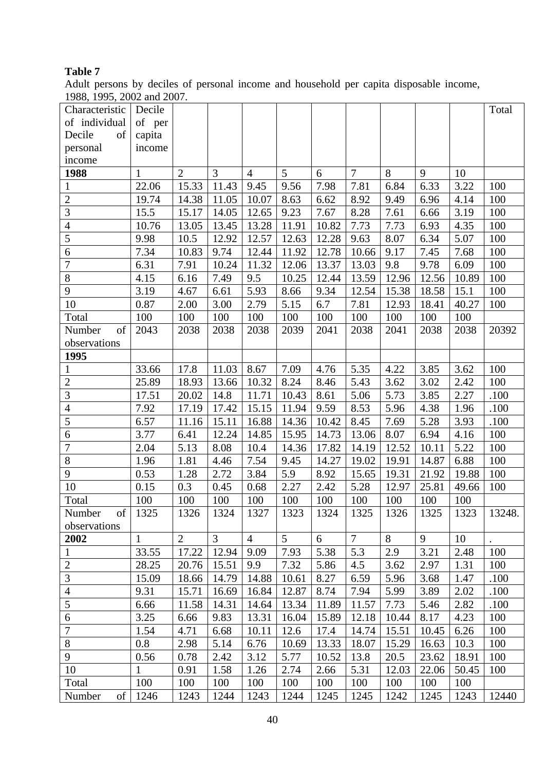**Table 7**

Adult persons by deciles of personal income and household per capita disposable income, 1988, 1995, 2002 and 2007.

| Characteristic of individual Decile of personal income | Decile of per capita income | | | | | | | | | | Total |
|---|---|---|---|---|---|---|---|---|---|---|---|
| **1988** | 1 | 2 | 3 | 4 | 5 | 6 | 7 | 8 | 9 | 10 | |
| 1 | 22.06 | 15.33 | 11.43 | 9.45 | 9.56 | 7.98 | 7.81 | 6.84 | 6.33 | 3.22 | 100 |
| 2 | 19.74 | 14.38 | 11.05 | 10.07 | 8.63 | 6.62 | 8.92 | 9.49 | 6.96 | 4.14 | 100 |
| 3 | 15.5 | 15.17 | 14.05 | 12.65 | 9.23 | 7.67 | 8.28 | 7.61 | 6.66 | 3.19 | 100 |
| 4 | 10.76 | 13.05 | 13.45 | 13.28 | 11.91 | 10.82 | 7.73 | 7.73 | 6.93 | 4.35 | 100 |
| 5 | 9.98 | 10.5 | 12.92 | 12.57 | 12.63 | 12.28 | 9.63 | 8.07 | 6.34 | 5.07 | 100 |
| 6 | 7.34 | 10.83 | 9.74 | 12.44 | 11.92 | 12.78 | 10.66 | 9.17 | 7.45 | 7.68 | 100 |
| 7 | 6.31 | 7.91 | 10.24 | 11.32 | 12.06 | 13.37 | 13.03 | 9.8 | 9.78 | 6.09 | 100 |
| 8 | 4.15 | 6.16 | 7.49 | 9.5 | 10.25 | 12.44 | 13.59 | 12.96 | 12.56 | 10.89 | 100 |
| 9 | 3.19 | 4.67 | 6.61 | 5.93 | 8.66 | 9.34 | 12.54 | 15.38 | 18.58 | 15.1 | 100 |
| 10 | 0.87 | 2.00 | 3.00 | 2.79 | 5.15 | 6.7 | 7.81 | 12.93 | 18.41 | 40.27 | 100 |
| Total | 100 | 100 | 100 | 100 | 100 | 100 | 100 | 100 | 100 | 100 | |
| Number of observations | 2043 | 2038 | 2038 | 2038 | 2039 | 2041 | 2038 | 2041 | 2038 | 2038 | 20392 |
| **1995** | | | | | | | | | | | |
| 1 | 33.66 | 17.8 | 11.03 | 8.67 | 7.09 | 4.76 | 5.35 | 4.22 | 3.85 | 3.62 | 100 |
| 2 | 25.89 | 18.93 | 13.66 | 10.32 | 8.24 | 8.46 | 5.43 | 3.62 | 3.02 | 2.42 | 100 |
| 3 | 17.51 | 20.02 | 14.8 | 11.71 | 10.43 | 8.61 | 5.06 | 5.73 | 3.85 | 2.27 | .100 |
| 4 | 7.92 | 17.19 | 17.42 | 15.15 | 11.94 | 9.59 | 8.53 | 5.96 | 4.38 | 1.96 | .100 |
| 5 | 6.57 | 11.16 | 15.11 | 16.88 | 14.36 | 10.42 | 8.45 | 7.69 | 5.28 | 3.93 | .100 |
| 6 | 3.77 | 6.41 | 12.24 | 14.85 | 15.95 | 14.73 | 13.06 | 8.07 | 6.94 | 4.16 | 100 |
| 7 | 2.04 | 5.13 | 8.08 | 10.4 | 14.36 | 17.82 | 14.19 | 12.52 | 10.11 | 5.22 | 100 |
| 8 | 1.96 | 1.81 | 4.46 | 7.54 | 9.45 | 14.27 | 19.02 | 19.91 | 14.87 | 6.88 | 100 |
| 9 | 0.53 | 1.28 | 2.72 | 3.84 | 5.9 | 8.92 | 15.65 | 19.31 | 21.92 | 19.88 | 100 |
| 10 | 0.15 | 0.3 | 0.45 | 0.68 | 2.27 | 2.42 | 5.28 | 12.97 | 25.81 | 49.66 | 100 |
| Total | 100 | 100 | 100 | 100 | 100 | 100 | 100 | 100 | 100 | 100 | |
| Number of observations | 1325 | 1326 | 1324 | 1327 | 1323 | 1324 | 1325 | 1326 | 1325 | 1323 | 13248. |
| **2002** | 1 | 2 | 3 | 4 | 5 | 6 | 7 | 8 | 9 | 10 | . |
| 1 | 33.55 | 17.22 | 12.94 | 9.09 | 7.93 | 5.38 | 5.3 | 2.9 | 3.21 | 2.48 | 100 |
| 2 | 28.25 | 20.76 | 15.51 | 9.9 | 7.32 | 5.86 | 4.5 | 3.62 | 2.97 | 1.31 | 100 |
| 3 | 15.09 | 18.66 | 14.79 | 14.88 | 10.61 | 8.27 | 6.59 | 5.96 | 3.68 | 1.47 | .100 |
| 4 | 9.31 | 15.71 | 16.69 | 16.84 | 12.87 | 8.74 | 7.94 | 5.99 | 3.89 | 2.02 | .100 |
| 5 | 6.66 | 11.58 | 14.31 | 14.64 | 13.34 | 11.89 | 11.57 | 7.73 | 5.46 | 2.82 | .100 |
| 6 | 3.25 | 6.66 | 9.83 | 13.31 | 16.04 | 15.89 | 12.18 | 10.44 | 8.17 | 4.23 | 100 |
| 7 | 1.54 | 4.71 | 6.68 | 10.11 | 12.6 | 17.4 | 14.74 | 15.51 | 10.45 | 6.26 | 100 |
| 8 | 0.8 | 2.98 | 5.14 | 6.76 | 10.69 | 13.33 | 18.07 | 15.29 | 16.63 | 10.3 | 100 |
| 9 | 0.56 | 0.78 | 2.42 | 3.12 | 5.77 | 10.52 | 13.8 | 20.5 | 23.62 | 18.91 | 100 |
| 10 | 1 | 0.91 | 1.58 | 1.26 | 2.74 | 2.66 | 5.31 | 12.03 | 22.06 | 50.45 | 100 |
| Total | 100 | 100 | 100 | 100 | 100 | 100 | 100 | 100 | 100 | 100 | |
| Number of | 1246 | 1243 | 1244 | 1243 | 1244 | 1245 | 1245 | 1242 | 1245 | 1243 | 12440 |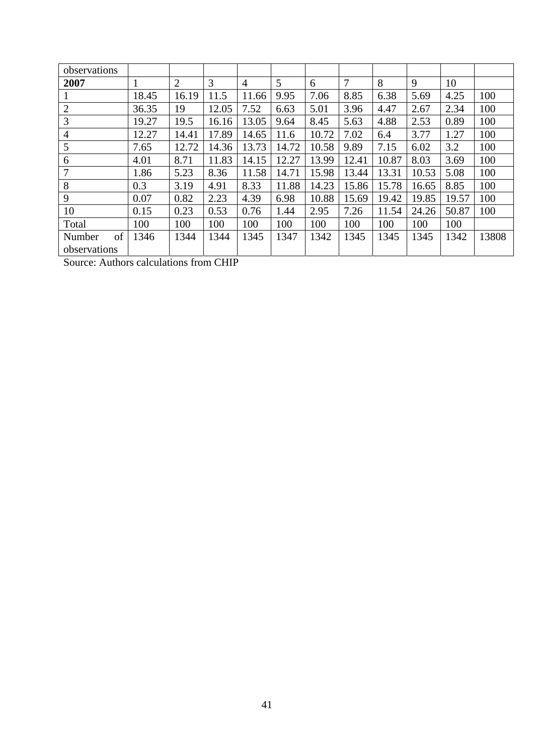| observations | | | | | | | | | | | |
|---|---|---|---|---|---|---|---|---|---|---|---|
| **2007** | 1 | 2 | 3 | 4 | 5 | 6 | 7 | 8 | 9 | 10 | |
| 1 | 18.45 | 16.19 | 11.5 | 11.66 | 9.95 | 7.06 | 8.85 | 6.38 | 5.69 | 4.25 | 100 |
| 2 | 36.35 | 19 | 12.05 | 7.52 | 6.63 | 5.01 | 3.96 | 4.47 | 2.67 | 2.34 | 100 |
| 3 | 19.27 | 19.5 | 16.16 | 13.05 | 9.64 | 8.45 | 5.63 | 4.88 | 2.53 | 0.89 | 100 |
| 4 | 12.27 | 14.41 | 17.89 | 14.65 | 11.6 | 10.72 | 7.02 | 6.4 | 3.77 | 1.27 | 100 |
| 5 | 7.65 | 12.72 | 14.36 | 13.73 | 14.72 | 10.58 | 9.89 | 7.15 | 6.02 | 3.2 | 100 |
| 6 | 4.01 | 8.71 | 11.83 | 14.15 | 12.27 | 13.99 | 12.41 | 10.87 | 8.03 | 3.69 | 100 |
| 7 | 1.86 | 5.23 | 8.36 | 11.58 | 14.71 | 15.98 | 13.44 | 13.31 | 10.53 | 5.08 | 100 |
| 8 | 0.3 | 3.19 | 4.91 | 8.33 | 11.88 | 14.23 | 15.86 | 15.78 | 16.65 | 8.85 | 100 |
| 9 | 0.07 | 0.82 | 2.23 | 4.39 | 6.98 | 10.88 | 15.69 | 19.42 | 19.85 | 19.57 | 100 |
| 10 | 0.15 | 0.23 | 0.53 | 0.76 | 1.44 | 2.95 | 7.26 | 11.54 | 24.26 | 50.87 | 100 |
| Total | 100 | 100 | 100 | 100 | 100 | 100 | 100 | 100 | 100 | 100 | |
| Number of observations | 1346 | 1344 | 1344 | 1345 | 1347 | 1342 | 1345 | 1345 | 1345 | 1342 | 13808 |

Source: Authors calculations from CHIP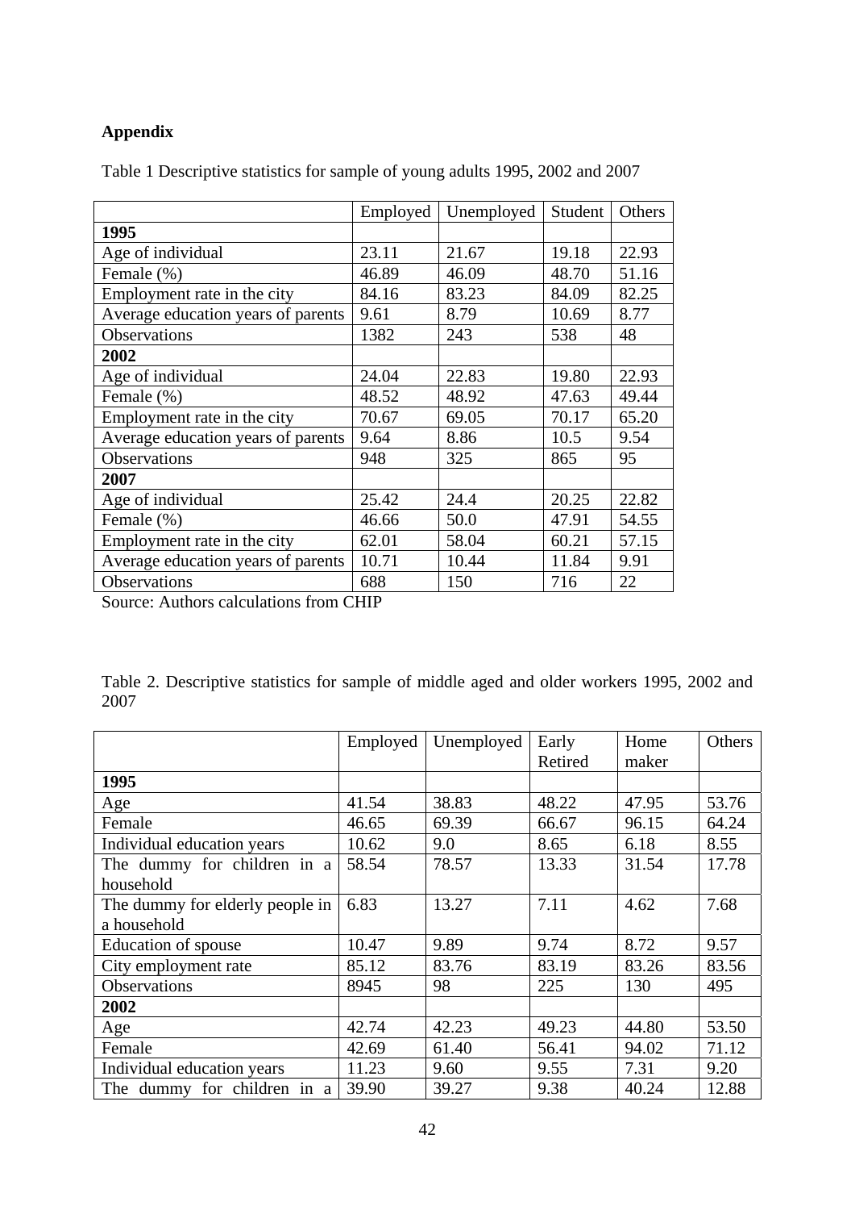**Appendix**

Table 1 Descriptive statistics for sample of young adults 1995, 2002 and 2007

| | Employed | Unemployed | Student | Others |
|---|---|---|---|---|
| **1995** | | | | |
| Age of individual | 23.11 | 21.67 | 19.18 | 22.93 |
| Female (%) | 46.89 | 46.09 | 48.70 | 51.16 |
| Employment rate in the city | 84.16 | 83.23 | 84.09 | 82.25 |
| Average education years of parents | 9.61 | 8.79 | 10.69 | 8.77 |
| Observations | 1382 | 243 | 538 | 48 |
| **2002** | | | | |
| Age of individual | 24.04 | 22.83 | 19.80 | 22.93 |
| Female (%) | 48.52 | 48.92 | 47.63 | 49.44 |
| Employment rate in the city | 70.67 | 69.05 | 70.17 | 65.20 |
| Average education years of parents | 9.64 | 8.86 | 10.5 | 9.54 |
| Observations | 948 | 325 | 865 | 95 |
| **2007** | | | | |
| Age of individual | 25.42 | 24.4 | 20.25 | 22.82 |
| Female (%) | 46.66 | 50.0 | 47.91 | 54.55 |
| Employment rate in the city | 62.01 | 58.04 | 60.21 | 57.15 |
| Average education years of parents | 10.71 | 10.44 | 11.84 | 9.91 |
| Observations | 688 | 150 | 716 | 22 |

Source: Authors calculations from CHIP

Table 2. Descriptive statistics for sample of middle aged and older workers 1995, 2002 and 2007

| | Employed | Unemployed | Early Retired | Home maker | Others |
|---|---|---|---|---|---|
| **1995** | | | | | |
| Age | 41.54 | 38.83 | 48.22 | 47.95 | 53.76 |
| Female | 46.65 | 69.39 | 66.67 | 96.15 | 64.24 |
| Individual education years | 10.62 | 9.0 | 8.65 | 6.18 | 8.55 |
| The dummy for children in a household | 58.54 | 78.57 | 13.33 | 31.54 | 17.78 |
| The dummy for elderly people in a household | 6.83 | 13.27 | 7.11 | 4.62 | 7.68 |
| Education of spouse | 10.47 | 9.89 | 9.74 | 8.72 | 9.57 |
| City employment rate | 85.12 | 83.76 | 83.19 | 83.26 | 83.56 |
| Observations | 8945 | 98 | 225 | 130 | 495 |
| **2002** | | | | | |
| Age | 42.74 | 42.23 | 49.23 | 44.80 | 53.50 |
| Female | 42.69 | 61.40 | 56.41 | 94.02 | 71.12 |
| Individual education years | 11.23 | 9.60 | 9.55 | 7.31 | 9.20 |
| The dummy for children in a | 39.90 | 39.27 | 9.38 | 40.24 | 12.88 |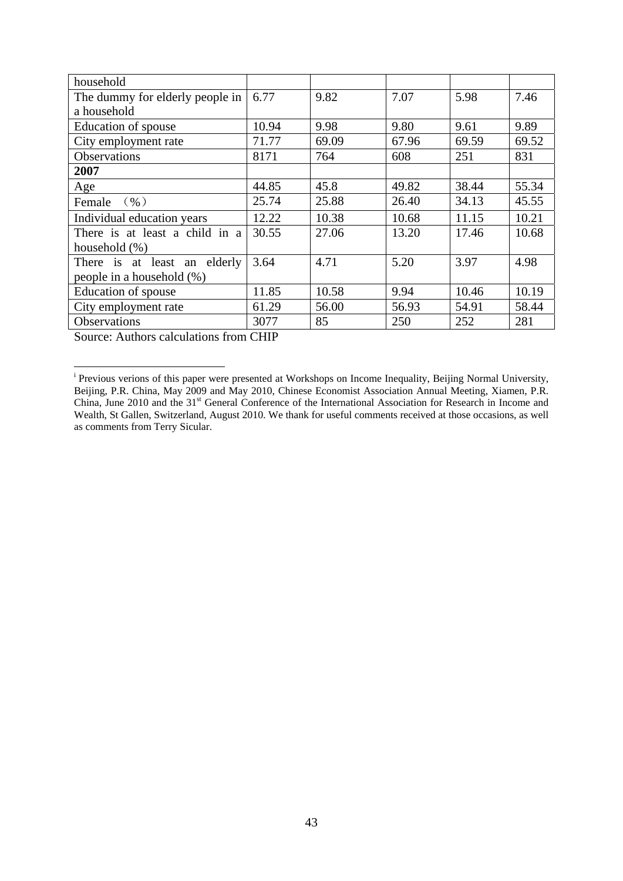| | | | | | |
|---|---|---|---|---|---|
| household | | | | | |
| The dummy for elderly people in a household | 6.77 | 9.82 | 7.07 | 5.98 | 7.46 |
| Education of spouse | 10.94 | 9.98 | 9.80 | 9.61 | 9.89 |
| City employment rate | 71.77 | 69.09 | 67.96 | 69.59 | 69.52 |
| Observations | 8171 | 764 | 608 | 251 | 831 |
| **2007** | | | | | |
| Age | 44.85 | 45.8 | 49.82 | 38.44 | 55.34 |
| Female （%） | 25.74 | 25.88 | 26.40 | 34.13 | 45.55 |
| Individual education years | 12.22 | 10.38 | 10.68 | 11.15 | 10.21 |
| There is at least a child in a household (%) | 30.55 | 27.06 | 13.20 | 17.46 | 10.68 |
| There is at least an elderly people in a household (%) | 3.64 | 4.71 | 5.20 | 3.97 | 4.98 |
| Education of spouse | 11.85 | 10.58 | 9.94 | 10.46 | 10.19 |
| City employment rate | 61.29 | 56.00 | 56.93 | 54.91 | 58.44 |
| Observations | 3077 | 85 | 250 | 252 | 281 |

Source: Authors calculations from CHIP

[i] Previous verions of this paper were presented at Workshops on Income Inequality, Beijing Normal University, Beijing, P.R. China, May 2009 and May 2010, Chinese Economist Association Annual Meeting, Xiamen, P.R. China, June 2010 and the 31st General Conference of the International Association for Research in Income and Wealth, St Gallen, Switzerland, August 2010. We thank for useful comments received at those occasions, as well as comments from Terry Sicular.